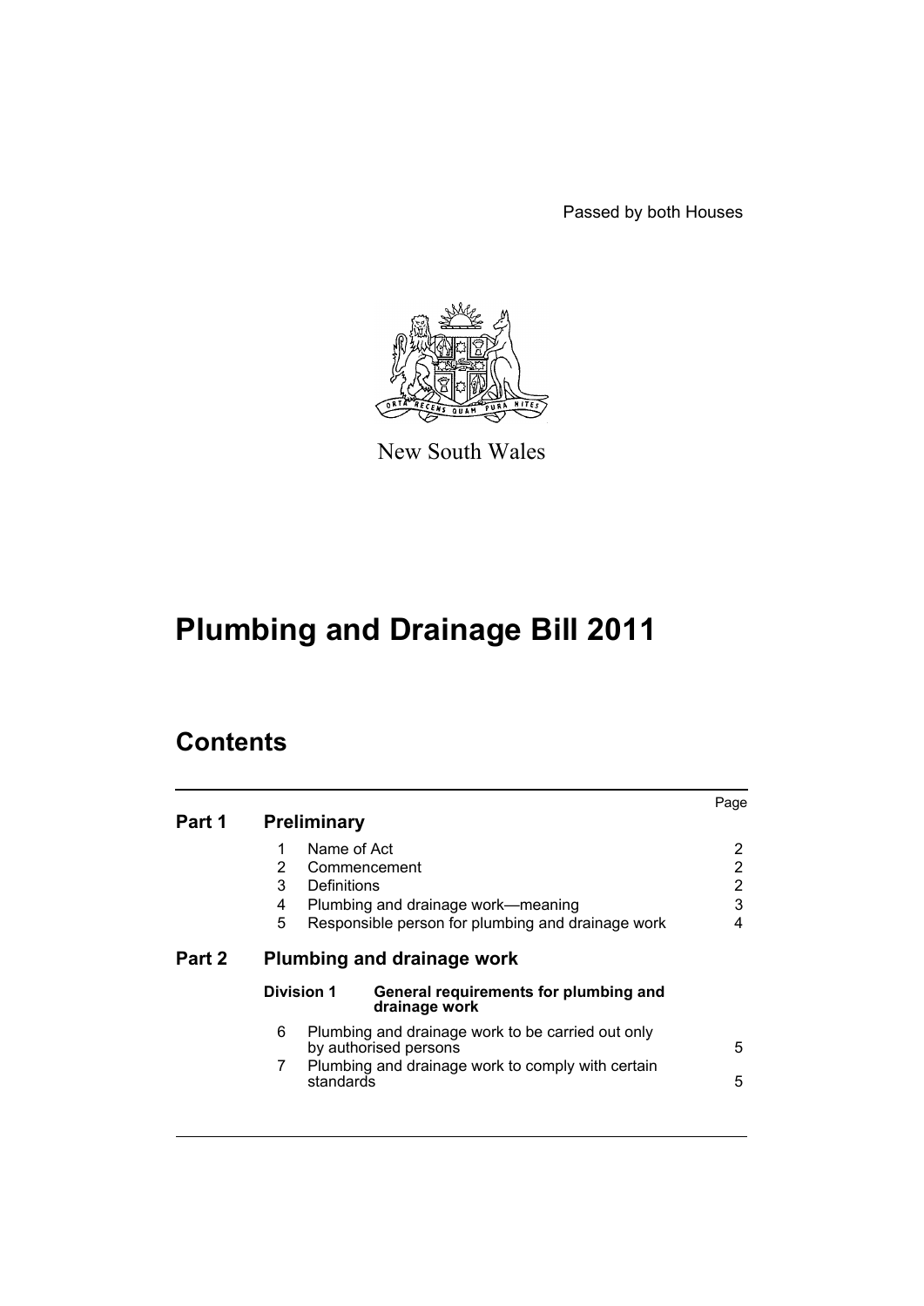Passed by both Houses

New South Wales

# Plumbing and Drainage Bill 2011

## Contents

| | | | Page |
|---|---|---|---|
| **Part 1** | **Preliminary** | | |
| | 1 | Name of Act | 2 |
| | 2 | Commencement | 2 |
| | 3 | Definitions | 2 |
| | 4 | Plumbing and drainage work—meaning | 3 |
| | 5 | Responsible person for plumbing and drainage work | 4 |
| **Part 2** | **Plumbing and drainage work** | | |
| | **Division 1** | **General requirements for plumbing and drainage work** | |
| | 6 | Plumbing and drainage work to be carried out only by authorised persons | 5 |
| | 7 | Plumbing and drainage work to comply with certain standards | 5 |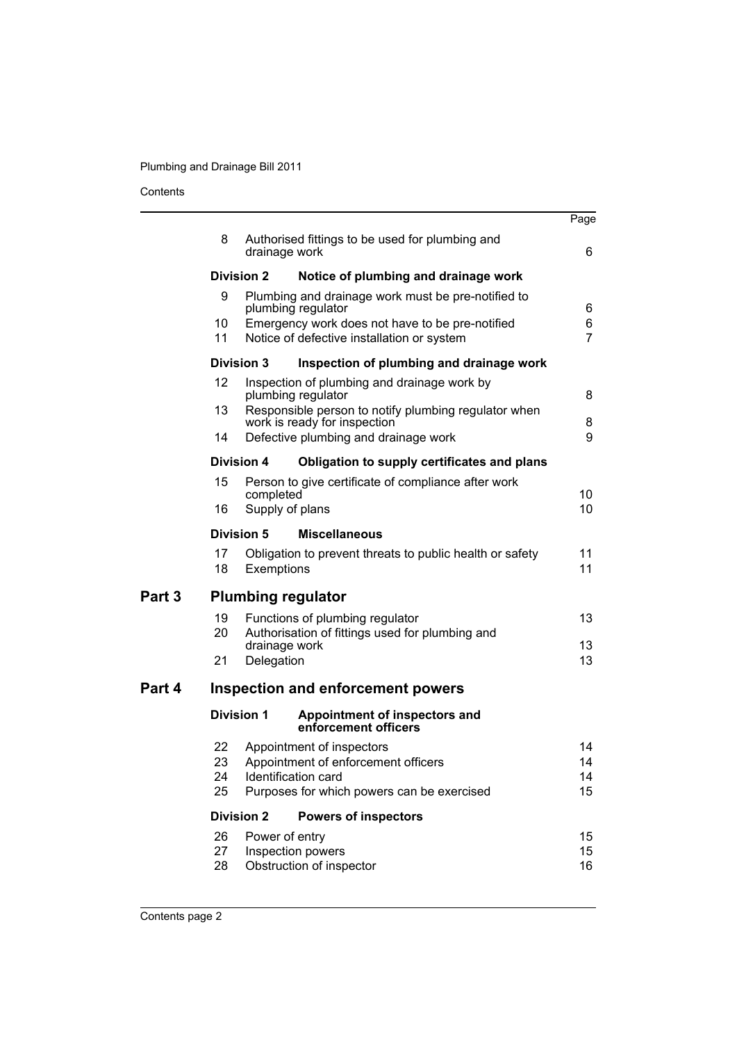| | | Page |
|---|---|---|
| 8 | Authorised fittings to be used for plumbing and drainage work | 6 |
| **Division 2** | **Notice of plumbing and drainage work** | |
| 9 | Plumbing and drainage work must be pre-notified to plumbing regulator | 6 |
| 10 | Emergency work does not have to be pre-notified | 6 |
| 11 | Notice of defective installation or system | 7 |
| **Division 3** | **Inspection of plumbing and drainage work** | |
| 12 | Inspection of plumbing and drainage work by plumbing regulator | 8 |
| 13 | Responsible person to notify plumbing regulator when work is ready for inspection | 8 |
| 14 | Defective plumbing and drainage work | 9 |
| **Division 4** | **Obligation to supply certificates and plans** | |
| 15 | Person to give certificate of compliance after work completed | 10 |
| 16 | Supply of plans | 10 |
| **Division 5** | **Miscellaneous** | |
| 17 | Obligation to prevent threats to public health or safety | 11 |
| 18 | Exemptions | 11 |

## Part 3 Plumbing regulator

| | | |
|---|---|---|
| 19 | Functions of plumbing regulator | 13 |
| 20 | Authorisation of fittings used for plumbing and drainage work | 13 |
| 21 | Delegation | 13 |

## Part 4 Inspection and enforcement powers

| | | |
|---|---|---|
| **Division 1** | **Appointment of inspectors and enforcement officers** | |
| 22 | Appointment of inspectors | 14 |
| 23 | Appointment of enforcement officers | 14 |
| 24 | Identification card | 14 |
| 25 | Purposes for which powers can be exercised | 15 |
| **Division 2** | **Powers of inspectors** | |
| 26 | Power of entry | 15 |
| 27 | Inspection powers | 15 |
| 28 | Obstruction of inspector | 16 |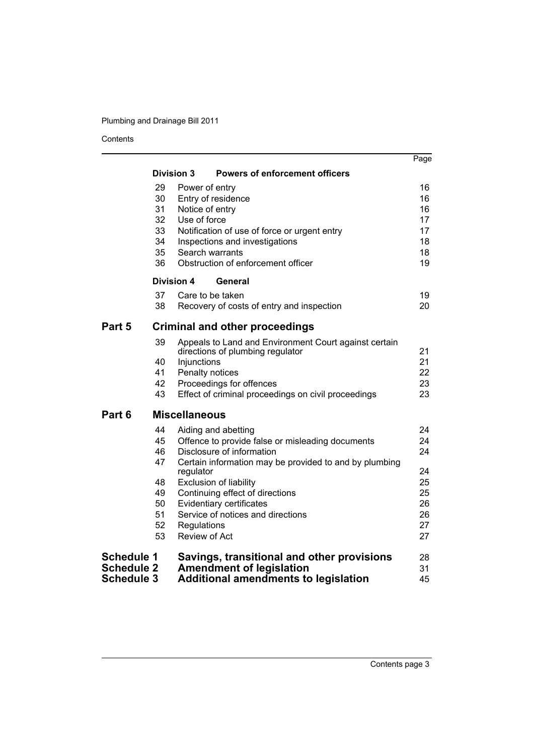| | | | Page |
|---|---|---|---|
| | **Division 3** | **Powers of enforcement officers** | |
| | 29 | Power of entry | 16 |
| | 30 | Entry of residence | 16 |
| | 31 | Notice of entry | 16 |
| | 32 | Use of force | 17 |
| | 33 | Notification of use of force or urgent entry | 17 |
| | 34 | Inspections and investigations | 18 |
| | 35 | Search warrants | 18 |
| | 36 | Obstruction of enforcement officer | 19 |
| | **Division 4** | **General** | |
| | 37 | Care to be taken | 19 |
| | 38 | Recovery of costs of entry and inspection | 20 |
| **Part 5** | **Criminal and other proceedings** | | |
| | 39 | Appeals to Land and Environment Court against certain directions of plumbing regulator | 21 |
| | 40 | Injunctions | 21 |
| | 41 | Penalty notices | 22 |
| | 42 | Proceedings for offences | 23 |
| | 43 | Effect of criminal proceedings on civil proceedings | 23 |
| **Part 6** | **Miscellaneous** | | |
| | 44 | Aiding and abetting | 24 |
| | 45 | Offence to provide false or misleading documents | 24 |
| | 46 | Disclosure of information | 24 |
| | 47 | Certain information may be provided to and by plumbing regulator | 24 |
| | 48 | Exclusion of liability | 25 |
| | 49 | Continuing effect of directions | 25 |
| | 50 | Evidentiary certificates | 26 |
| | 51 | Service of notices and directions | 26 |
| | 52 | Regulations | 27 |
| | 53 | Review of Act | 27 |
| **Schedule 1** | **Savings, transitional and other provisions** | | 28 |
| **Schedule 2** | **Amendment of legislation** | | 31 |
| **Schedule 3** | **Additional amendments to legislation** | | 45 |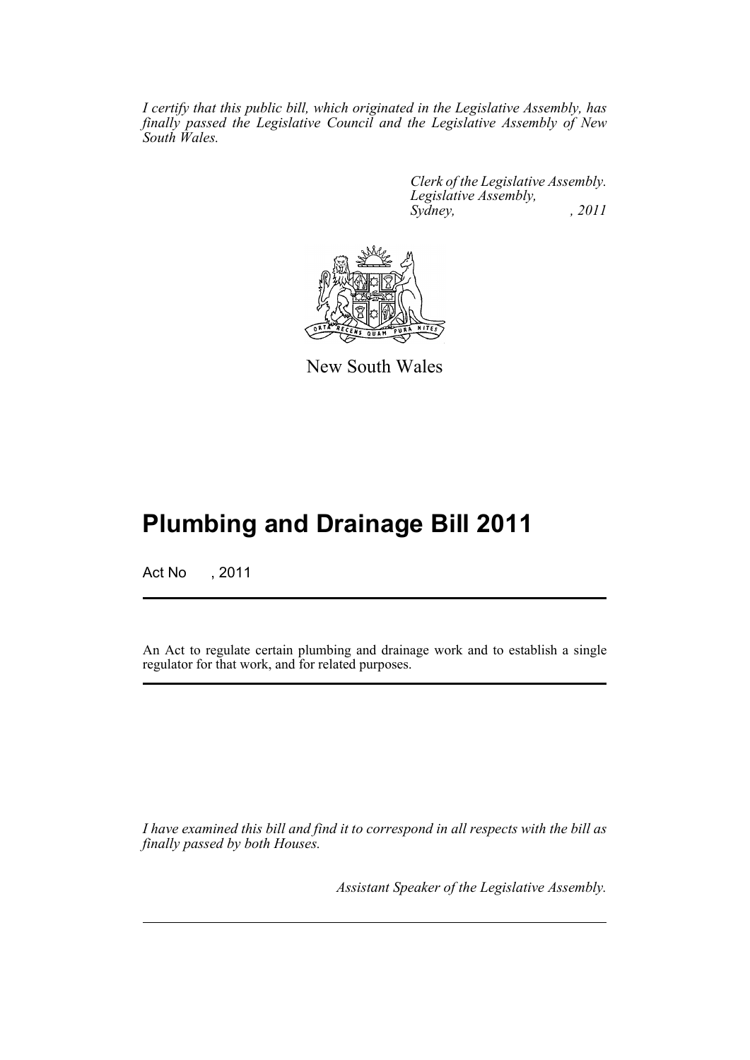*I certify that this public bill, which originated in the Legislative Assembly, has finally passed the Legislative Council and the Legislative Assembly of New South Wales.*

*Clerk of the Legislative Assembly.*
*Legislative Assembly,*
*Sydney, , 2011*

New South Wales

# Plumbing and Drainage Bill 2011

Act No , 2011

An Act to regulate certain plumbing and drainage work and to establish a single regulator for that work, and for related purposes.

*I have examined this bill and find it to correspond in all respects with the bill as finally passed by both Houses.*

*Assistant Speaker of the Legislative Assembly.*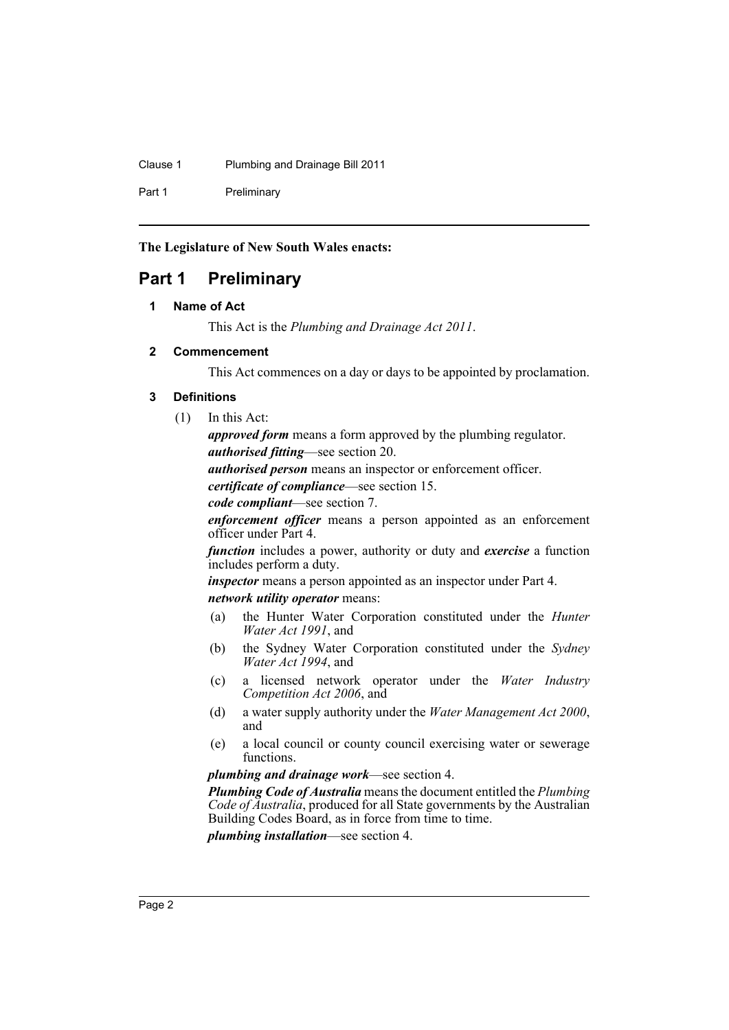**The Legislature of New South Wales enacts:**

# Part 1 Preliminary

### 1 Name of Act

This Act is the *Plumbing and Drainage Act 2011*.

### 2 Commencement

This Act commences on a day or days to be appointed by proclamation.

### 3 Definitions

(1) In this Act:

***approved form*** means a form approved by the plumbing regulator.

***authorised fitting***—see section 20.

***authorised person*** means an inspector or enforcement officer.

***certificate of compliance***—see section 15.

***code compliant***—see section 7.

***enforcement officer*** means a person appointed as an enforcement officer under Part 4.

***function*** includes a power, authority or duty and ***exercise*** a function includes perform a duty.

***inspector*** means a person appointed as an inspector under Part 4.

***network utility operator*** means:

- (a) the Hunter Water Corporation constituted under the *Hunter Water Act 1991*, and
- (b) the Sydney Water Corporation constituted under the *Sydney Water Act 1994*, and
- (c) a licensed network operator under the *Water Industry Competition Act 2006*, and
- (d) a water supply authority under the *Water Management Act 2000*, and
- (e) a local council or county council exercising water or sewerage functions.

***plumbing and drainage work***—see section 4.

***Plumbing Code of Australia*** means the document entitled the *Plumbing Code of Australia*, produced for all State governments by the Australian Building Codes Board, as in force from time to time.

***plumbing installation***—see section 4.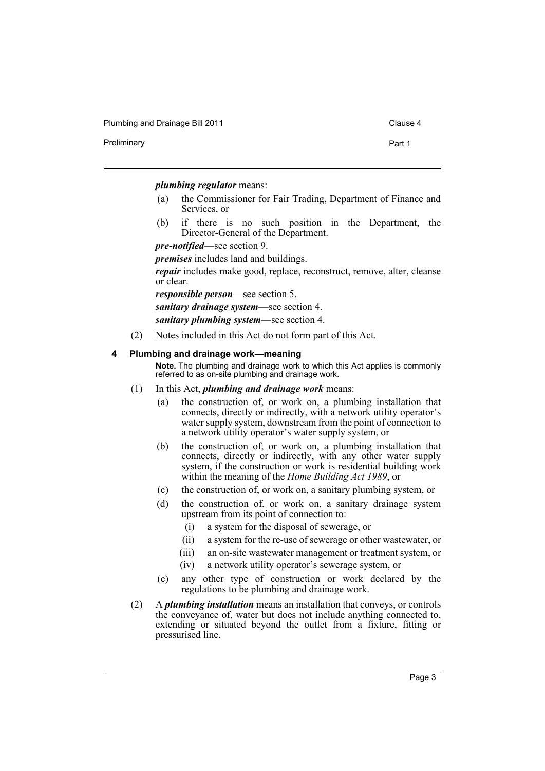***plumbing regulator*** means:

(a) the Commissioner for Fair Trading, Department of Finance and Services, or

(b) if there is no such position in the Department, the Director-General of the Department.

***pre-notified***—see section 9.

***premises*** includes land and buildings.

***repair*** includes make good, replace, reconstruct, remove, alter, cleanse or clear.

***responsible person***—see section 5.

***sanitary drainage system***—see section 4.

***sanitary plumbing system***—see section 4.

(2) Notes included in this Act do not form part of this Act.

#### 4 Plumbing and drainage work—meaning

**Note.** The plumbing and drainage work to which this Act applies is commonly referred to as on-site plumbing and drainage work.

(1) In this Act, ***plumbing and drainage work*** means:

(a) the construction of, or work on, a plumbing installation that connects, directly or indirectly, with a network utility operator's water supply system, downstream from the point of connection to a network utility operator's water supply system, or

(b) the construction of, or work on, a plumbing installation that connects, directly or indirectly, with any other water supply system, if the construction or work is residential building work within the meaning of the *Home Building Act 1989*, or

(c) the construction of, or work on, a sanitary plumbing system, or

(d) the construction of, or work on, a sanitary drainage system upstream from its point of connection to:

(i) a system for the disposal of sewerage, or

(ii) a system for the re-use of sewerage or other wastewater, or

(iii) an on-site wastewater management or treatment system, or

(iv) a network utility operator's sewerage system, or

(e) any other type of construction or work declared by the regulations to be plumbing and drainage work.

(2) A ***plumbing installation*** means an installation that conveys, or controls the conveyance of, water but does not include anything connected to, extending or situated beyond the outlet from a fixture, fitting or pressurised line.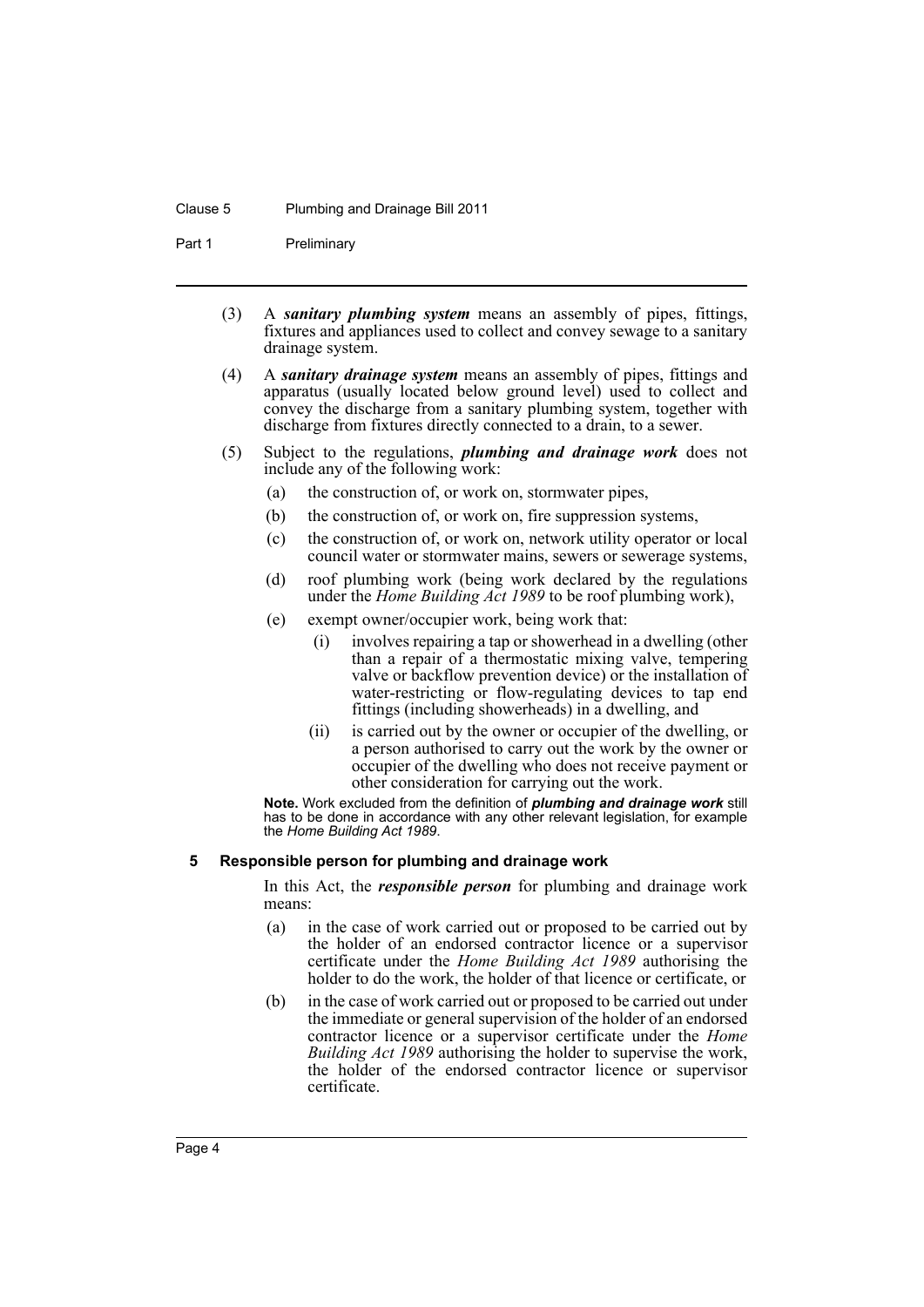(3) A ***sanitary plumbing system*** means an assembly of pipes, fittings, fixtures and appliances used to collect and convey sewage to a sanitary drainage system.

(4) A ***sanitary drainage system*** means an assembly of pipes, fittings and apparatus (usually located below ground level) used to collect and convey the discharge from a sanitary plumbing system, together with discharge from fixtures directly connected to a drain, to a sewer.

(5) Subject to the regulations, ***plumbing and drainage work*** does not include any of the following work:

- (a) the construction of, or work on, stormwater pipes,
- (b) the construction of, or work on, fire suppression systems,
- (c) the construction of, or work on, network utility operator or local council water or stormwater mains, sewers or sewerage systems,
- (d) roof plumbing work (being work declared by the regulations under the *Home Building Act 1989* to be roof plumbing work),
- (e) exempt owner/occupier work, being work that:
  - (i) involves repairing a tap or showerhead in a dwelling (other than a repair of a thermostatic mixing valve, tempering valve or backflow prevention device) or the installation of water-restricting or flow-regulating devices to tap end fittings (including showerheads) in a dwelling, and
  - (ii) is carried out by the owner or occupier of the dwelling, or a person authorised to carry out the work by the owner or occupier of the dwelling who does not receive payment or other consideration for carrying out the work.

**Note.** Work excluded from the definition of ***plumbing and drainage work*** still has to be done in accordance with any other relevant legislation, for example the *Home Building Act 1989*.

### 5 Responsible person for plumbing and drainage work

In this Act, the ***responsible person*** for plumbing and drainage work means:

- (a) in the case of work carried out or proposed to be carried out by the holder of an endorsed contractor licence or a supervisor certificate under the *Home Building Act 1989* authorising the holder to do the work, the holder of that licence or certificate, or
- (b) in the case of work carried out or proposed to be carried out under the immediate or general supervision of the holder of an endorsed contractor licence or a supervisor certificate under the *Home Building Act 1989* authorising the holder to supervise the work, the holder of the endorsed contractor licence or supervisor certificate.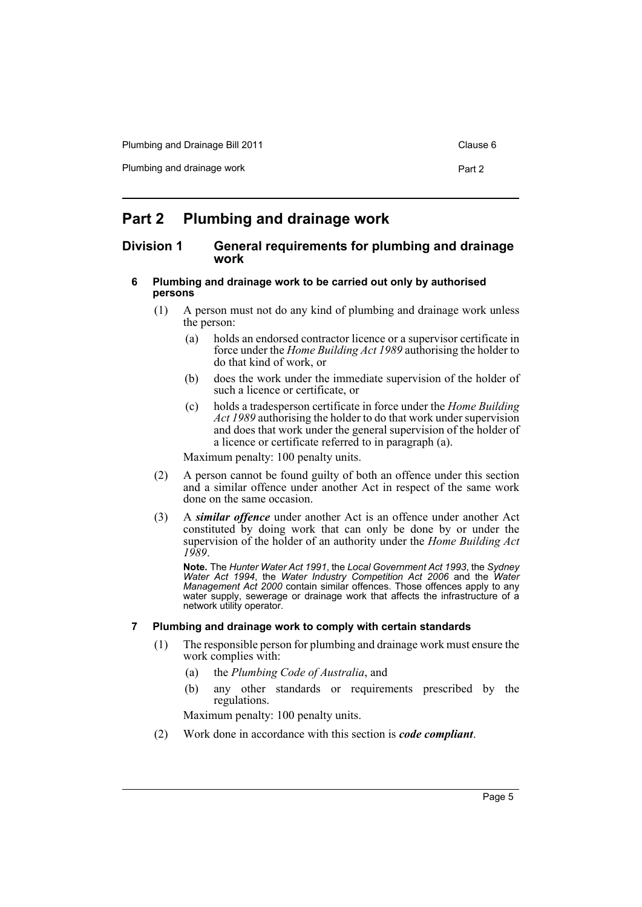# Part 2 Plumbing and drainage work

## Division 1 General requirements for plumbing and drainage work

### 6 Plumbing and drainage work to be carried out only by authorised persons

(1) A person must not do any kind of plumbing and drainage work unless the person:

- (a) holds an endorsed contractor licence or a supervisor certificate in force under the *Home Building Act 1989* authorising the holder to do that kind of work, or
- (b) does the work under the immediate supervision of the holder of such a licence or certificate, or
- (c) holds a tradesperson certificate in force under the *Home Building Act 1989* authorising the holder to do that work under supervision and does that work under the general supervision of the holder of a licence or certificate referred to in paragraph (a).

Maximum penalty: 100 penalty units.

(2) A person cannot be found guilty of both an offence under this section and a similar offence under another Act in respect of the same work done on the same occasion.

(3) A ***similar offence*** under another Act is an offence under another Act constituted by doing work that can only be done by or under the supervision of the holder of an authority under the *Home Building Act 1989*.

**Note.** The *Hunter Water Act 1991*, the *Local Government Act 1993*, the *Sydney Water Act 1994*, the *Water Industry Competition Act 2006* and the *Water Management Act 2000* contain similar offences. Those offences apply to any water supply, sewerage or drainage work that affects the infrastructure of a network utility operator.

### 7 Plumbing and drainage work to comply with certain standards

(1) The responsible person for plumbing and drainage work must ensure the work complies with:

- (a) the *Plumbing Code of Australia*, and
- (b) any other standards or requirements prescribed by the regulations.

Maximum penalty: 100 penalty units.

(2) Work done in accordance with this section is ***code compliant***.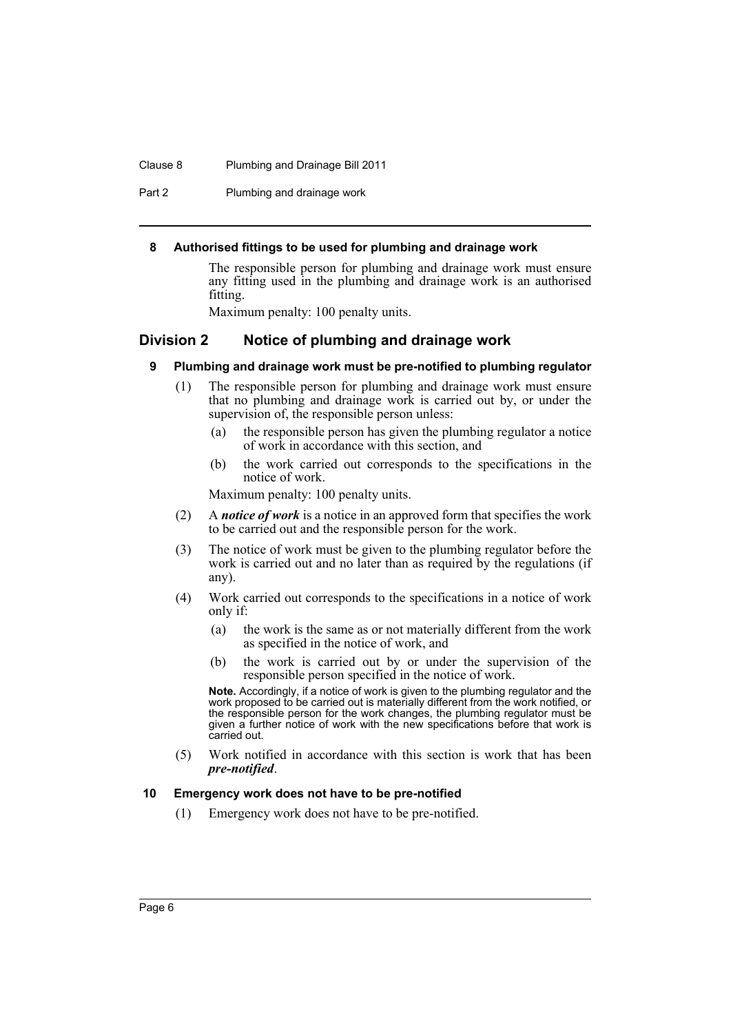### 8 Authorised fittings to be used for plumbing and drainage work

The responsible person for plumbing and drainage work must ensure any fitting used in the plumbing and drainage work is an authorised fitting.

Maximum penalty: 100 penalty units.

## Division 2 Notice of plumbing and drainage work

### 9 Plumbing and drainage work must be pre-notified to plumbing regulator

(1) The responsible person for plumbing and drainage work must ensure that no plumbing and drainage work is carried out by, or under the supervision of, the responsible person unless:

(a) the responsible person has given the plumbing regulator a notice of work in accordance with this section, and

(b) the work carried out corresponds to the specifications in the notice of work.

Maximum penalty: 100 penalty units.

(2) A ***notice of work*** is a notice in an approved form that specifies the work to be carried out and the responsible person for the work.

(3) The notice of work must be given to the plumbing regulator before the work is carried out and no later than as required by the regulations (if any).

(4) Work carried out corresponds to the specifications in a notice of work only if:

(a) the work is the same as or not materially different from the work as specified in the notice of work, and

(b) the work is carried out by or under the supervision of the responsible person specified in the notice of work.

**Note.** Accordingly, if a notice of work is given to the plumbing regulator and the work proposed to be carried out is materially different from the work notified, or the responsible person for the work changes, the plumbing regulator must be given a further notice of work with the new specifications before that work is carried out.

(5) Work notified in accordance with this section is work that has been ***pre-notified***.

### 10 Emergency work does not have to be pre-notified

(1) Emergency work does not have to be pre-notified.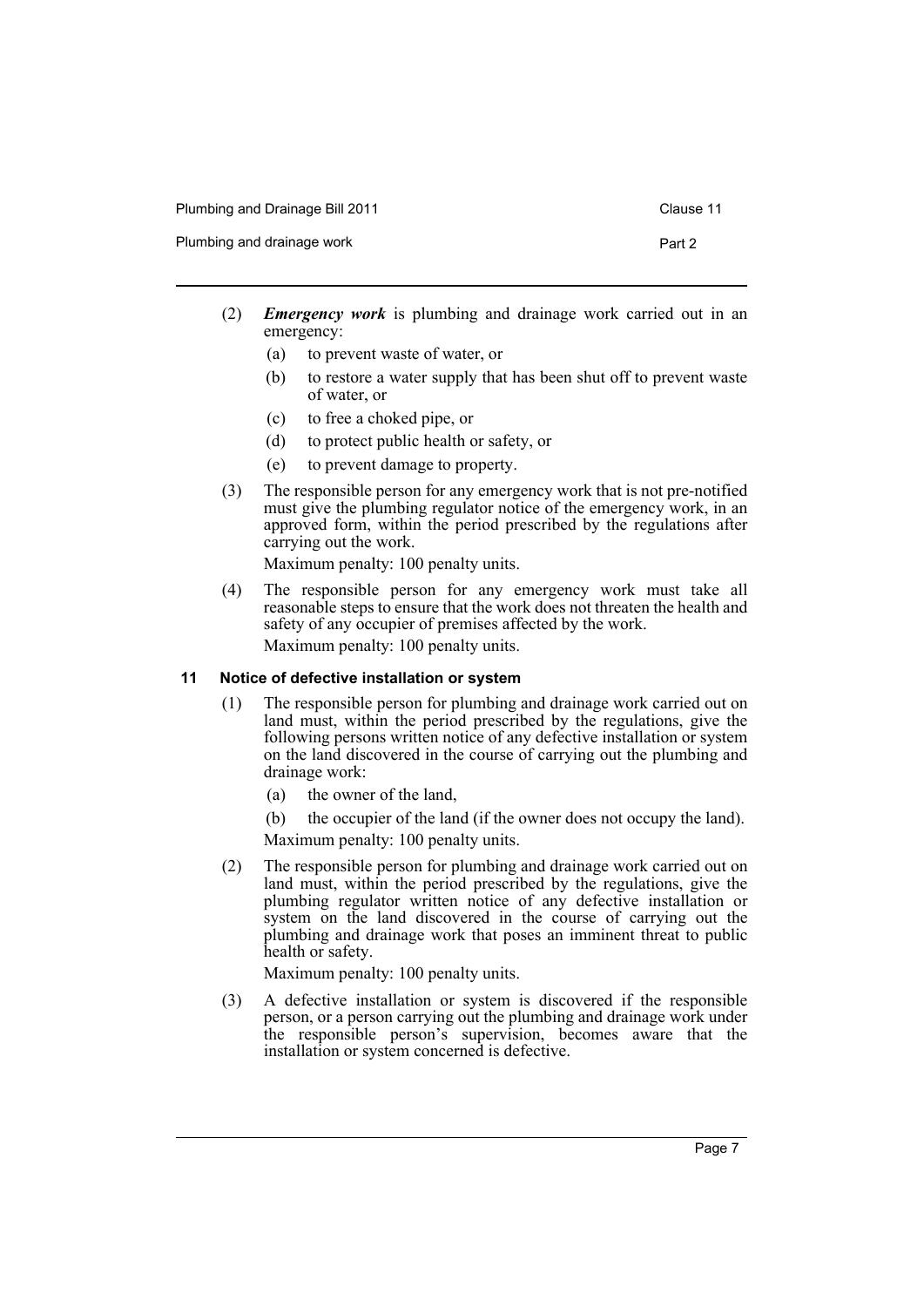(2) ***Emergency work*** is plumbing and drainage work carried out in an emergency:

   (a) to prevent waste of water, or

   (b) to restore a water supply that has been shut off to prevent waste of water, or

   (c) to free a choked pipe, or

   (d) to protect public health or safety, or

   (e) to prevent damage to property.

(3) The responsible person for any emergency work that is not pre-notified must give the plumbing regulator notice of the emergency work, in an approved form, within the period prescribed by the regulations after carrying out the work.

   Maximum penalty: 100 penalty units.

(4) The responsible person for any emergency work must take all reasonable steps to ensure that the work does not threaten the health and safety of any occupier of premises affected by the work.

   Maximum penalty: 100 penalty units.

### 11 Notice of defective installation or system

(1) The responsible person for plumbing and drainage work carried out on land must, within the period prescribed by the regulations, give the following persons written notice of any defective installation or system on the land discovered in the course of carrying out the plumbing and drainage work:

   (a) the owner of the land,

   (b) the occupier of the land (if the owner does not occupy the land).

   Maximum penalty: 100 penalty units.

(2) The responsible person for plumbing and drainage work carried out on land must, within the period prescribed by the regulations, give the plumbing regulator written notice of any defective installation or system on the land discovered in the course of carrying out the plumbing and drainage work that poses an imminent threat to public health or safety.

   Maximum penalty: 100 penalty units.

(3) A defective installation or system is discovered if the responsible person, or a person carrying out the plumbing and drainage work under the responsible person's supervision, becomes aware that the installation or system concerned is defective.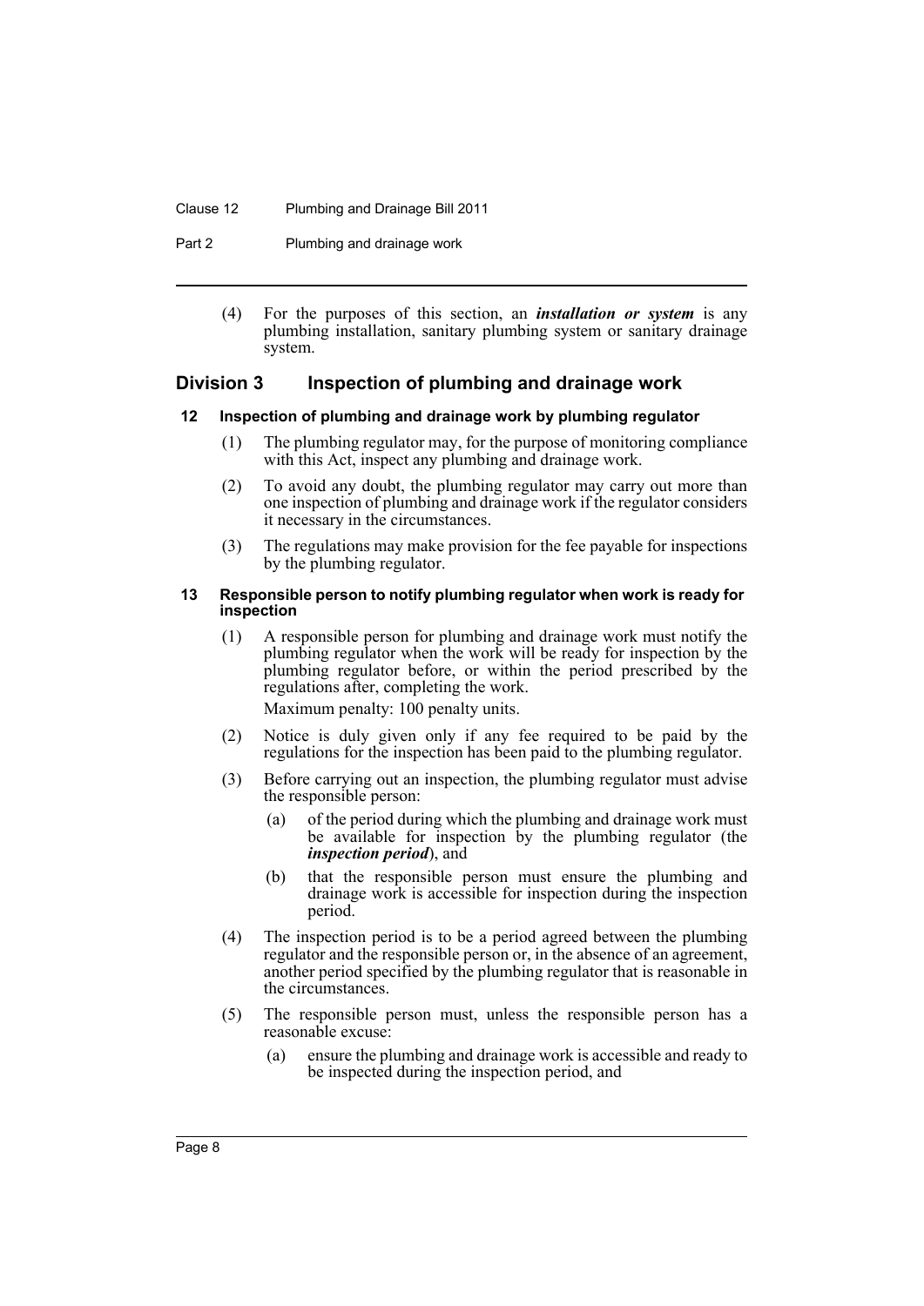(4) For the purposes of this section, an ***installation or system*** is any plumbing installation, sanitary plumbing system or sanitary drainage system.

## Division 3 Inspection of plumbing and drainage work

### 12 Inspection of plumbing and drainage work by plumbing regulator

(1) The plumbing regulator may, for the purpose of monitoring compliance with this Act, inspect any plumbing and drainage work.

(2) To avoid any doubt, the plumbing regulator may carry out more than one inspection of plumbing and drainage work if the regulator considers it necessary in the circumstances.

(3) The regulations may make provision for the fee payable for inspections by the plumbing regulator.

### 13 Responsible person to notify plumbing regulator when work is ready for inspection

(1) A responsible person for plumbing and drainage work must notify the plumbing regulator when the work will be ready for inspection by the plumbing regulator before, or within the period prescribed by the regulations after, completing the work.

Maximum penalty: 100 penalty units.

(2) Notice is duly given only if any fee required to be paid by the regulations for the inspection has been paid to the plumbing regulator.

(3) Before carrying out an inspection, the plumbing regulator must advise the responsible person:

- (a) of the period during which the plumbing and drainage work must be available for inspection by the plumbing regulator (the ***inspection period***), and
- (b) that the responsible person must ensure the plumbing and drainage work is accessible for inspection during the inspection period.

(4) The inspection period is to be a period agreed between the plumbing regulator and the responsible person or, in the absence of an agreement, another period specified by the plumbing regulator that is reasonable in the circumstances.

(5) The responsible person must, unless the responsible person has a reasonable excuse:

- (a) ensure the plumbing and drainage work is accessible and ready to be inspected during the inspection period, and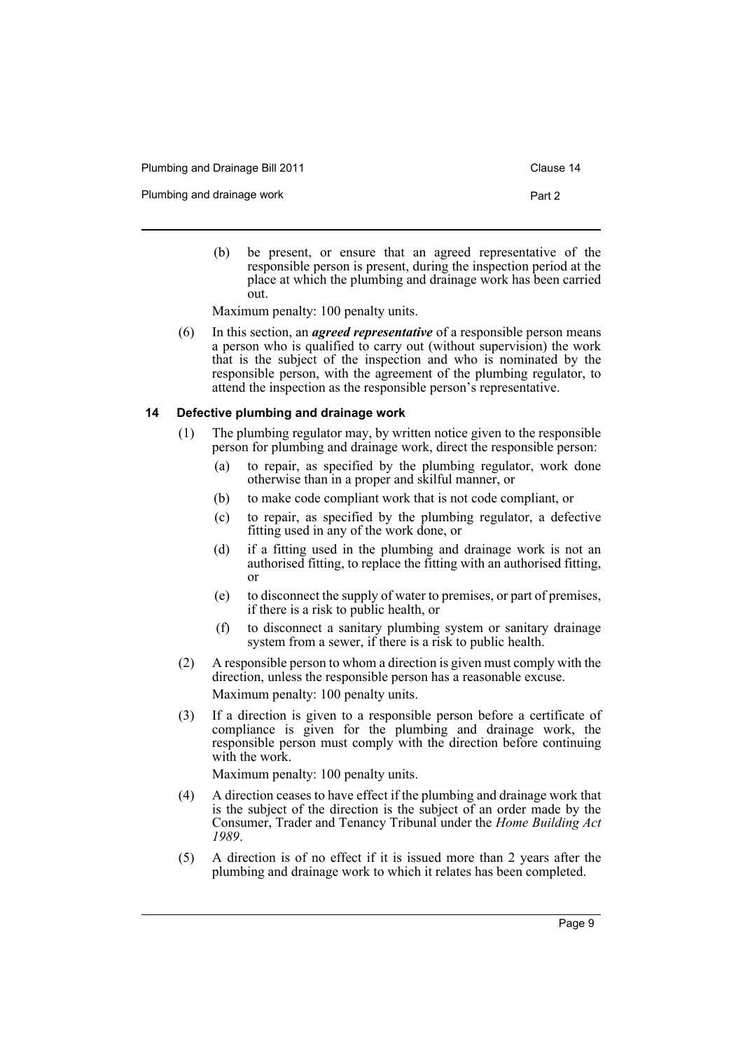(b) be present, or ensure that an agreed representative of the responsible person is present, during the inspection period at the place at which the plumbing and drainage work has been carried out.

Maximum penalty: 100 penalty units.

(6) In this section, an ***agreed representative*** of a responsible person means a person who is qualified to carry out (without supervision) the work that is the subject of the inspection and who is nominated by the responsible person, with the agreement of the plumbing regulator, to attend the inspection as the responsible person's representative.

### 14 Defective plumbing and drainage work

(1) The plumbing regulator may, by written notice given to the responsible person for plumbing and drainage work, direct the responsible person:

- (a) to repair, as specified by the plumbing regulator, work done otherwise than in a proper and skilful manner, or
- (b) to make code compliant work that is not code compliant, or
- (c) to repair, as specified by the plumbing regulator, a defective fitting used in any of the work done, or
- (d) if a fitting used in the plumbing and drainage work is not an authorised fitting, to replace the fitting with an authorised fitting, or
- (e) to disconnect the supply of water to premises, or part of premises, if there is a risk to public health, or
- (f) to disconnect a sanitary plumbing system or sanitary drainage system from a sewer, if there is a risk to public health.

(2) A responsible person to whom a direction is given must comply with the direction, unless the responsible person has a reasonable excuse.

Maximum penalty: 100 penalty units.

(3) If a direction is given to a responsible person before a certificate of compliance is given for the plumbing and drainage work, the responsible person must comply with the direction before continuing with the work.

Maximum penalty: 100 penalty units.

(4) A direction ceases to have effect if the plumbing and drainage work that is the subject of the direction is the subject of an order made by the Consumer, Trader and Tenancy Tribunal under the *Home Building Act 1989*.

(5) A direction is of no effect if it is issued more than 2 years after the plumbing and drainage work to which it relates has been completed.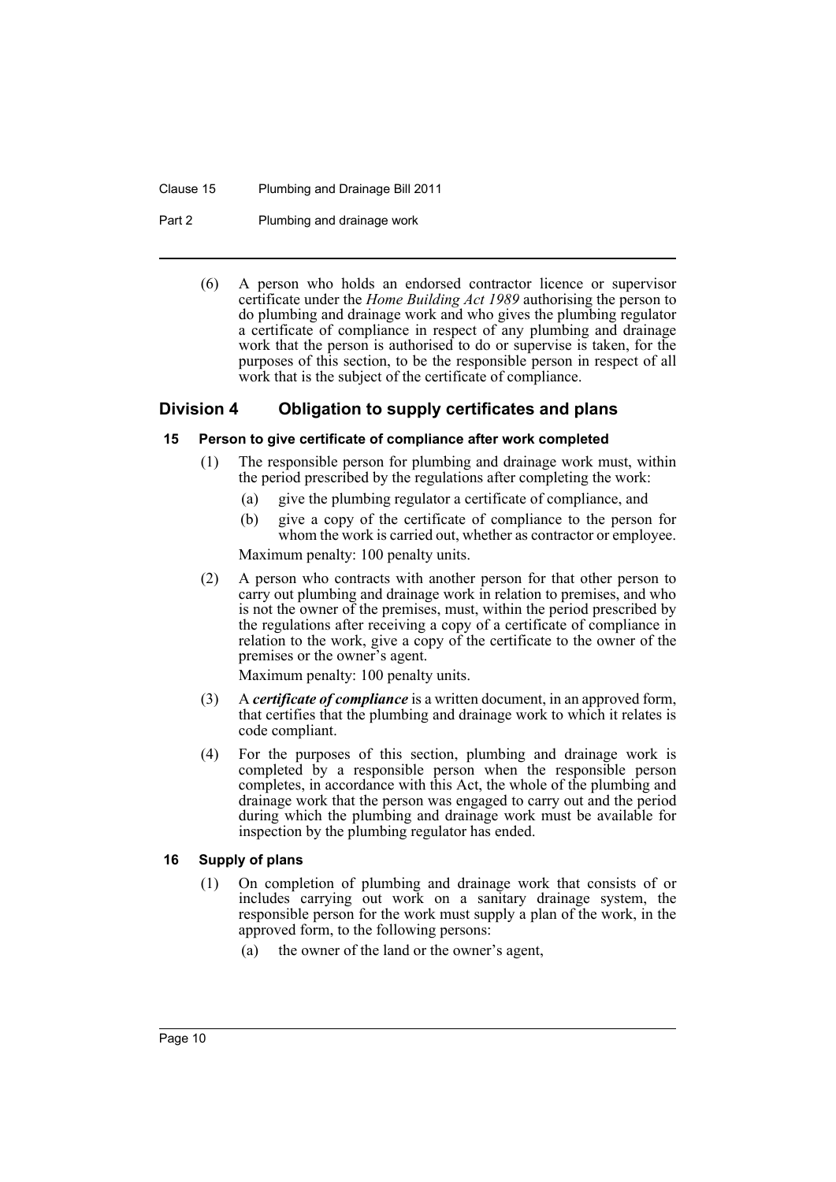(6) A person who holds an endorsed contractor licence or supervisor certificate under the *Home Building Act 1989* authorising the person to do plumbing and drainage work and who gives the plumbing regulator a certificate of compliance in respect of any plumbing and drainage work that the person is authorised to do or supervise is taken, for the purposes of this section, to be the responsible person in respect of all work that is the subject of the certificate of compliance.

## Division 4 Obligation to supply certificates and plans

### 15 Person to give certificate of compliance after work completed

(1) The responsible person for plumbing and drainage work must, within the period prescribed by the regulations after completing the work:

- (a) give the plumbing regulator a certificate of compliance, and
- (b) give a copy of the certificate of compliance to the person for whom the work is carried out, whether as contractor or employee.

Maximum penalty: 100 penalty units.

(2) A person who contracts with another person for that other person to carry out plumbing and drainage work in relation to premises, and who is not the owner of the premises, must, within the period prescribed by the regulations after receiving a copy of a certificate of compliance in relation to the work, give a copy of the certificate to the owner of the premises or the owner's agent.

Maximum penalty: 100 penalty units.

(3) A ***certificate of compliance*** is a written document, in an approved form, that certifies that the plumbing and drainage work to which it relates is code compliant.

(4) For the purposes of this section, plumbing and drainage work is completed by a responsible person when the responsible person completes, in accordance with this Act, the whole of the plumbing and drainage work that the person was engaged to carry out and the period during which the plumbing and drainage work must be available for inspection by the plumbing regulator has ended.

### 16 Supply of plans

(1) On completion of plumbing and drainage work that consists of or includes carrying out work on a sanitary drainage system, the responsible person for the work must supply a plan of the work, in the approved form, to the following persons:

- (a) the owner of the land or the owner's agent,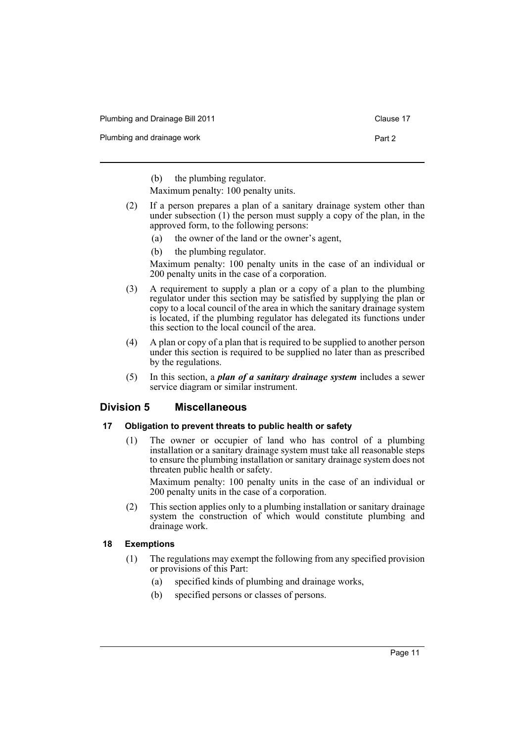(b) the plumbing regulator.

Maximum penalty: 100 penalty units.

(2) If a person prepares a plan of a sanitary drainage system other than under subsection (1) the person must supply a copy of the plan, in the approved form, to the following persons:

(a) the owner of the land or the owner's agent,

(b) the plumbing regulator.

Maximum penalty: 100 penalty units in the case of an individual or 200 penalty units in the case of a corporation.

(3) A requirement to supply a plan or a copy of a plan to the plumbing regulator under this section may be satisfied by supplying the plan or copy to a local council of the area in which the sanitary drainage system is located, if the plumbing regulator has delegated its functions under this section to the local council of the area.

(4) A plan or copy of a plan that is required to be supplied to another person under this section is required to be supplied no later than as prescribed by the regulations.

(5) In this section, a ***plan of a sanitary drainage system*** includes a sewer service diagram or similar instrument.

## Division 5 Miscellaneous

### 17 Obligation to prevent threats to public health or safety

(1) The owner or occupier of land who has control of a plumbing installation or a sanitary drainage system must take all reasonable steps to ensure the plumbing installation or sanitary drainage system does not threaten public health or safety.

Maximum penalty: 100 penalty units in the case of an individual or 200 penalty units in the case of a corporation.

(2) This section applies only to a plumbing installation or sanitary drainage system the construction of which would constitute plumbing and drainage work.

### 18 Exemptions

(1) The regulations may exempt the following from any specified provision or provisions of this Part:

(a) specified kinds of plumbing and drainage works,

(b) specified persons or classes of persons.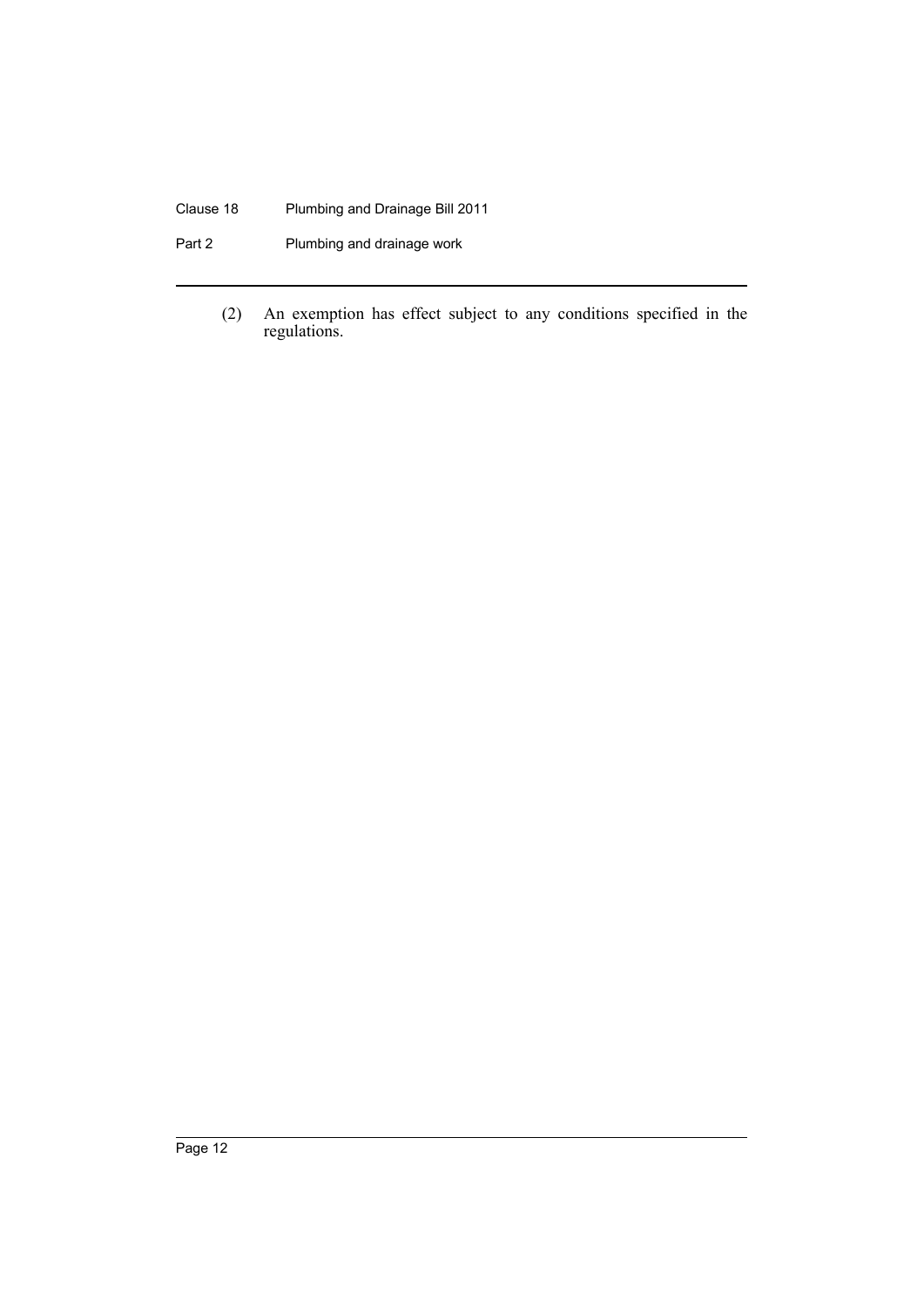(2) An exemption has effect subject to any conditions specified in the regulations.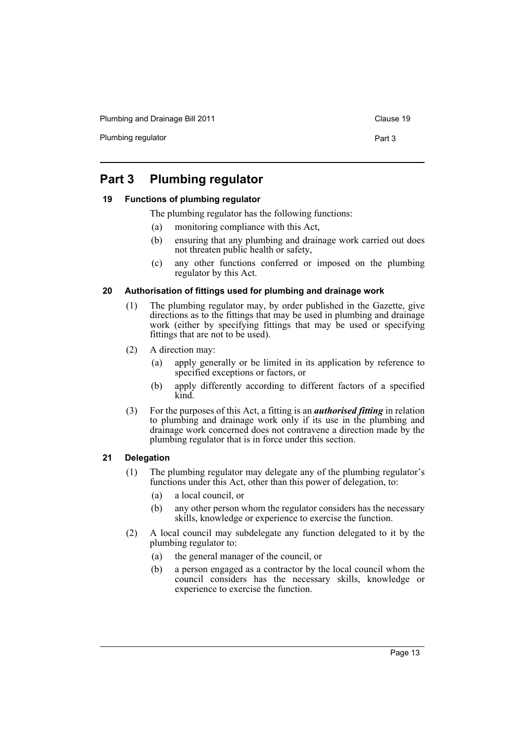# Part 3 Plumbing regulator

## 19 Functions of plumbing regulator

The plumbing regulator has the following functions:

(a) monitoring compliance with this Act,

(b) ensuring that any plumbing and drainage work carried out does not threaten public health or safety,

(c) any other functions conferred or imposed on the plumbing regulator by this Act.

## 20 Authorisation of fittings used for plumbing and drainage work

(1) The plumbing regulator may, by order published in the Gazette, give directions as to the fittings that may be used in plumbing and drainage work (either by specifying fittings that may be used or specifying fittings that are not to be used).

(2) A direction may:

(a) apply generally or be limited in its application by reference to specified exceptions or factors, or

(b) apply differently according to different factors of a specified kind.

(3) For the purposes of this Act, a fitting is an ***authorised fitting*** in relation to plumbing and drainage work only if its use in the plumbing and drainage work concerned does not contravene a direction made by the plumbing regulator that is in force under this section.

## 21 Delegation

(1) The plumbing regulator may delegate any of the plumbing regulator's functions under this Act, other than this power of delegation, to:

(a) a local council, or

(b) any other person whom the regulator considers has the necessary skills, knowledge or experience to exercise the function.

(2) A local council may subdelegate any function delegated to it by the plumbing regulator to:

(a) the general manager of the council, or

(b) a person engaged as a contractor by the local council whom the council considers has the necessary skills, knowledge or experience to exercise the function.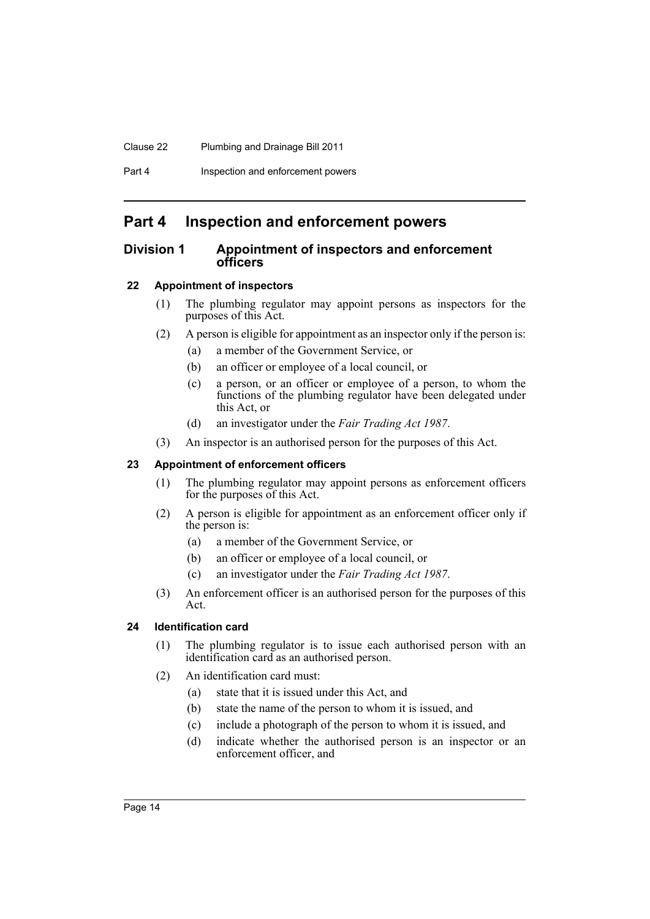# Part 4 Inspection and enforcement powers

## Division 1 Appointment of inspectors and enforcement officers

### 22 Appointment of inspectors

(1) The plumbing regulator may appoint persons as inspectors for the purposes of this Act.

(2) A person is eligible for appointment as an inspector only if the person is:

- (a) a member of the Government Service, or
- (b) an officer or employee of a local council, or
- (c) a person, or an officer or employee of a person, to whom the functions of the plumbing regulator have been delegated under this Act, or
- (d) an investigator under the *Fair Trading Act 1987*.

(3) An inspector is an authorised person for the purposes of this Act.

### 23 Appointment of enforcement officers

(1) The plumbing regulator may appoint persons as enforcement officers for the purposes of this Act.

(2) A person is eligible for appointment as an enforcement officer only if the person is:

- (a) a member of the Government Service, or
- (b) an officer or employee of a local council, or
- (c) an investigator under the *Fair Trading Act 1987*.

(3) An enforcement officer is an authorised person for the purposes of this Act.

### 24 Identification card

(1) The plumbing regulator is to issue each authorised person with an identification card as an authorised person.

(2) An identification card must:

- (a) state that it is issued under this Act, and
- (b) state the name of the person to whom it is issued, and
- (c) include a photograph of the person to whom it is issued, and
- (d) indicate whether the authorised person is an inspector or an enforcement officer, and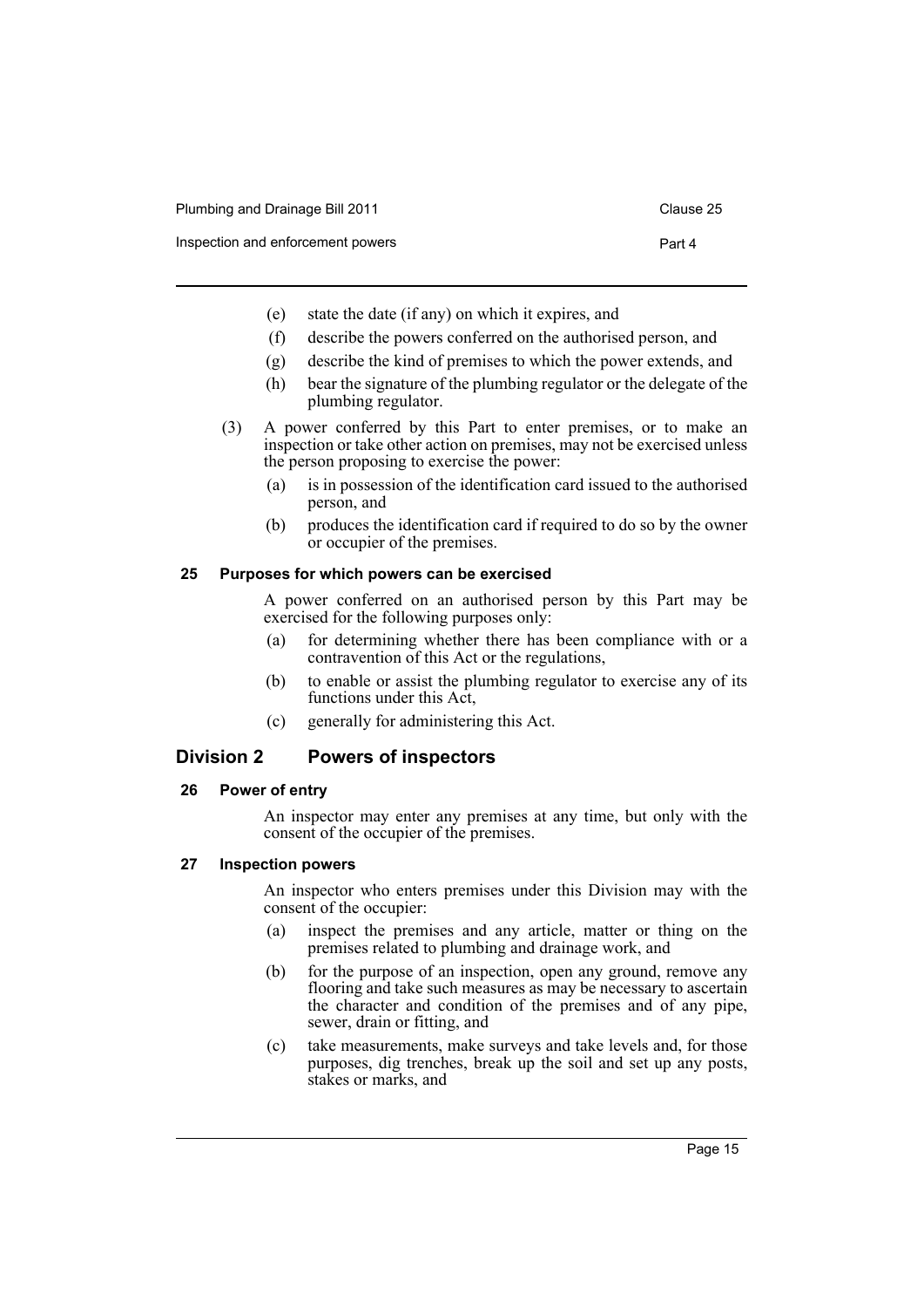(e) state the date (if any) on which it expires, and

(f) describe the powers conferred on the authorised person, and

(g) describe the kind of premises to which the power extends, and

(h) bear the signature of the plumbing regulator or the delegate of the plumbing regulator.

(3) A power conferred by this Part to enter premises, or to make an inspection or take other action on premises, may not be exercised unless the person proposing to exercise the power:

(a) is in possession of the identification card issued to the authorised person, and

(b) produces the identification card if required to do so by the owner or occupier of the premises.

#### 25 Purposes for which powers can be exercised

A power conferred on an authorised person by this Part may be exercised for the following purposes only:

(a) for determining whether there has been compliance with or a contravention of this Act or the regulations,

(b) to enable or assist the plumbing regulator to exercise any of its functions under this Act,

(c) generally for administering this Act.

## Division 2 Powers of inspectors

#### 26 Power of entry

An inspector may enter any premises at any time, but only with the consent of the occupier of the premises.

#### 27 Inspection powers

An inspector who enters premises under this Division may with the consent of the occupier:

(a) inspect the premises and any article, matter or thing on the premises related to plumbing and drainage work, and

(b) for the purpose of an inspection, open any ground, remove any flooring and take such measures as may be necessary to ascertain the character and condition of the premises and of any pipe, sewer, drain or fitting, and

(c) take measurements, make surveys and take levels and, for those purposes, dig trenches, break up the soil and set up any posts, stakes or marks, and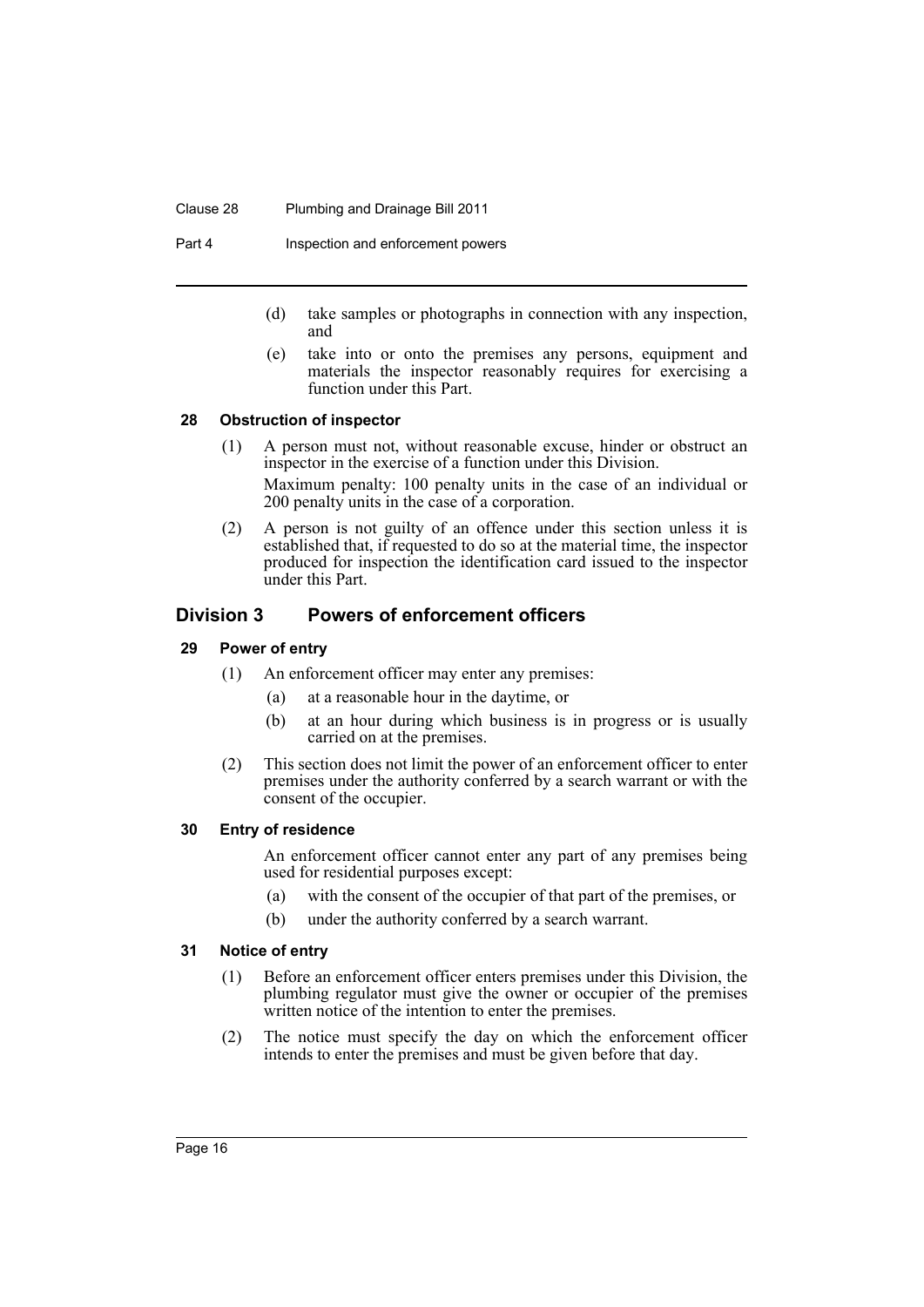(d) take samples or photographs in connection with any inspection, and

(e) take into or onto the premises any persons, equipment and materials the inspector reasonably requires for exercising a function under this Part.

### 28 Obstruction of inspector

(1) A person must not, without reasonable excuse, hinder or obstruct an inspector in the exercise of a function under this Division.

Maximum penalty: 100 penalty units in the case of an individual or 200 penalty units in the case of a corporation.

(2) A person is not guilty of an offence under this section unless it is established that, if requested to do so at the material time, the inspector produced for inspection the identification card issued to the inspector under this Part.

## Division 3 Powers of enforcement officers

### 29 Power of entry

(1) An enforcement officer may enter any premises:

(a) at a reasonable hour in the daytime, or

(b) at an hour during which business is in progress or is usually carried on at the premises.

(2) This section does not limit the power of an enforcement officer to enter premises under the authority conferred by a search warrant or with the consent of the occupier.

### 30 Entry of residence

An enforcement officer cannot enter any part of any premises being used for residential purposes except:

(a) with the consent of the occupier of that part of the premises, or

(b) under the authority conferred by a search warrant.

### 31 Notice of entry

(1) Before an enforcement officer enters premises under this Division, the plumbing regulator must give the owner or occupier of the premises written notice of the intention to enter the premises.

(2) The notice must specify the day on which the enforcement officer intends to enter the premises and must be given before that day.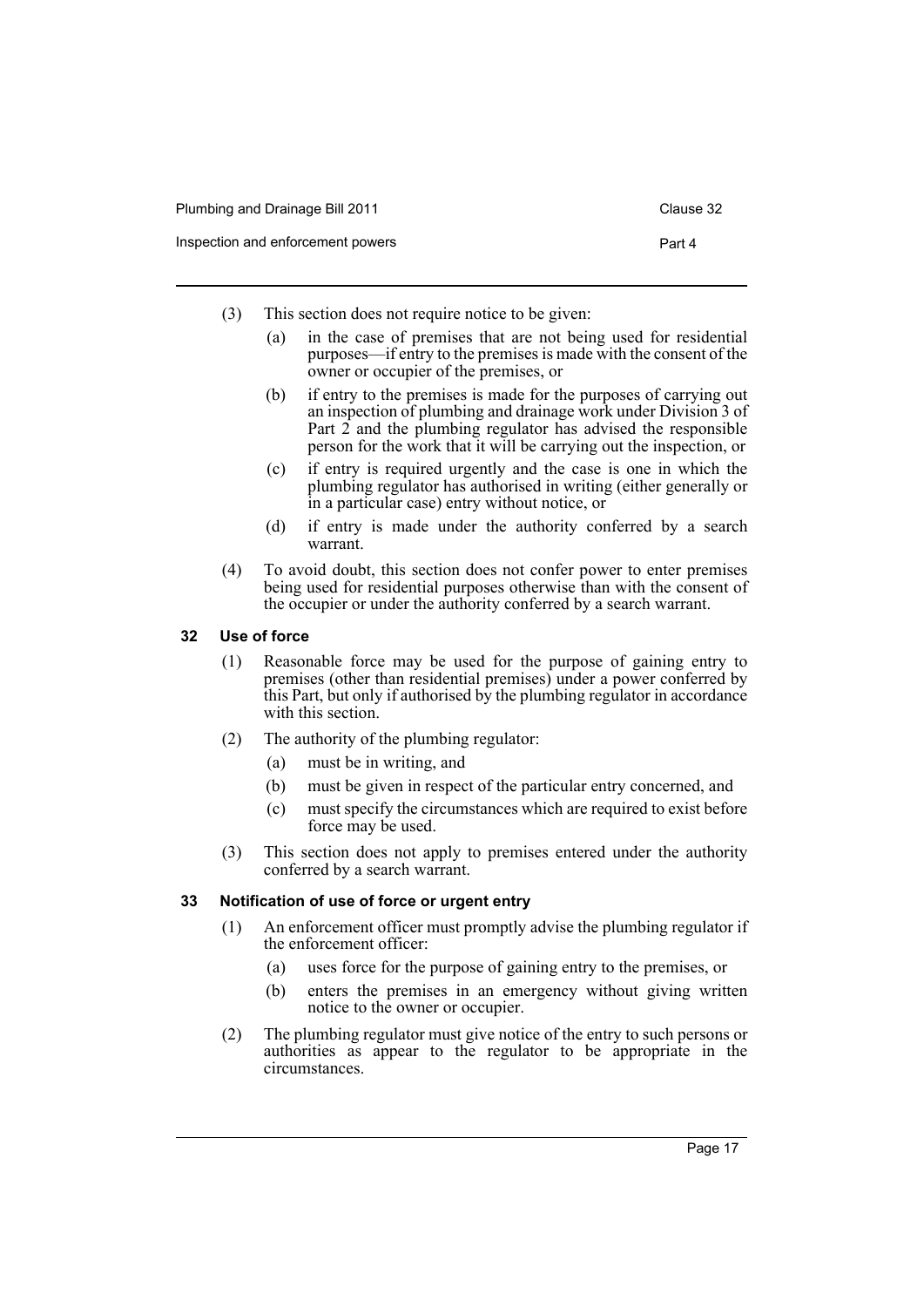(3) This section does not require notice to be given:

- (a) in the case of premises that are not being used for residential purposes—if entry to the premises is made with the consent of the owner or occupier of the premises, or
- (b) if entry to the premises is made for the purposes of carrying out an inspection of plumbing and drainage work under Division 3 of Part 2 and the plumbing regulator has advised the responsible person for the work that it will be carrying out the inspection, or
- (c) if entry is required urgently and the case is one in which the plumbing regulator has authorised in writing (either generally or in a particular case) entry without notice, or
- (d) if entry is made under the authority conferred by a search warrant.

(4) To avoid doubt, this section does not confer power to enter premises being used for residential purposes otherwise than with the consent of the occupier or under the authority conferred by a search warrant.

### 32 Use of force

(1) Reasonable force may be used for the purpose of gaining entry to premises (other than residential premises) under a power conferred by this Part, but only if authorised by the plumbing regulator in accordance with this section.

(2) The authority of the plumbing regulator:

- (a) must be in writing, and
- (b) must be given in respect of the particular entry concerned, and
- (c) must specify the circumstances which are required to exist before force may be used.

(3) This section does not apply to premises entered under the authority conferred by a search warrant.

### 33 Notification of use of force or urgent entry

(1) An enforcement officer must promptly advise the plumbing regulator if the enforcement officer:

- (a) uses force for the purpose of gaining entry to the premises, or
- (b) enters the premises in an emergency without giving written notice to the owner or occupier.

(2) The plumbing regulator must give notice of the entry to such persons or authorities as appear to the regulator to be appropriate in the circumstances.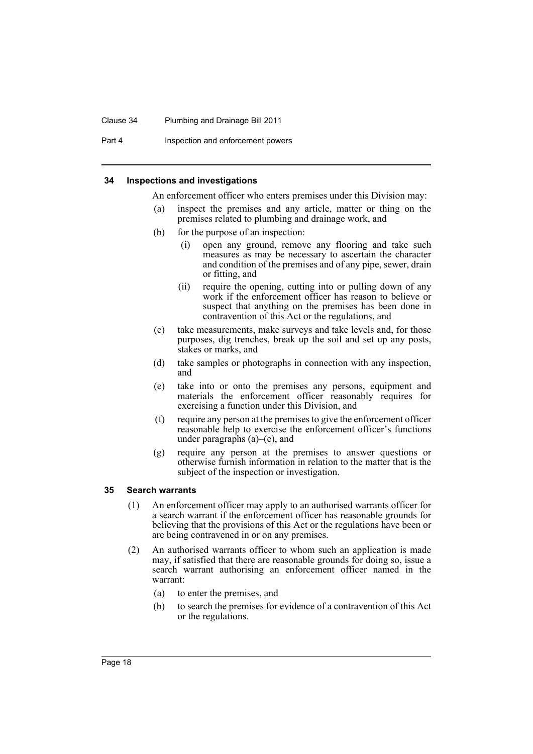#### 34 Inspections and investigations

An enforcement officer who enters premises under this Division may:

(a) inspect the premises and any article, matter or thing on the premises related to plumbing and drainage work, and

(b) for the purpose of an inspection:

  (i) open any ground, remove any flooring and take such measures as may be necessary to ascertain the character and condition of the premises and of any pipe, sewer, drain or fitting, and

  (ii) require the opening, cutting into or pulling down of any work if the enforcement officer has reason to believe or suspect that anything on the premises has been done in contravention of this Act or the regulations, and

(c) take measurements, make surveys and take levels and, for those purposes, dig trenches, break up the soil and set up any posts, stakes or marks, and

(d) take samples or photographs in connection with any inspection, and

(e) take into or onto the premises any persons, equipment and materials the enforcement officer reasonably requires for exercising a function under this Division, and

(f) require any person at the premises to give the enforcement officer reasonable help to exercise the enforcement officer's functions under paragraphs (a)–(e), and

(g) require any person at the premises to answer questions or otherwise furnish information in relation to the matter that is the subject of the inspection or investigation.

#### 35 Search warrants

(1) An enforcement officer may apply to an authorised warrants officer for a search warrant if the enforcement officer has reasonable grounds for believing that the provisions of this Act or the regulations have been or are being contravened in or on any premises.

(2) An authorised warrants officer to whom such an application is made may, if satisfied that there are reasonable grounds for doing so, issue a search warrant authorising an enforcement officer named in the warrant:

  (a) to enter the premises, and

  (b) to search the premises for evidence of a contravention of this Act or the regulations.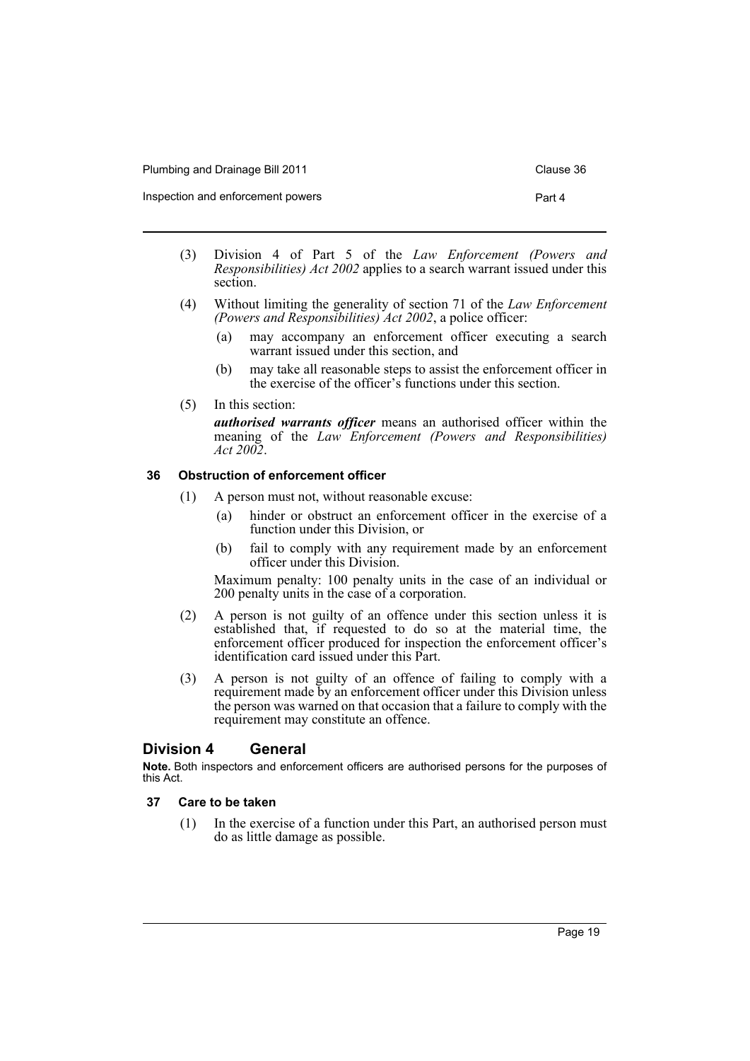(3) Division 4 of Part 5 of the *Law Enforcement (Powers and Responsibilities) Act 2002* applies to a search warrant issued under this section.

(4) Without limiting the generality of section 71 of the *Law Enforcement (Powers and Responsibilities) Act 2002*, a police officer:

- (a) may accompany an enforcement officer executing a search warrant issued under this section, and
- (b) may take all reasonable steps to assist the enforcement officer in the exercise of the officer's functions under this section.

(5) In this section:

***authorised warrants officer*** means an authorised officer within the meaning of the *Law Enforcement (Powers and Responsibilities) Act 2002*.

#### 36 Obstruction of enforcement officer

(1) A person must not, without reasonable excuse:

- (a) hinder or obstruct an enforcement officer in the exercise of a function under this Division, or
- (b) fail to comply with any requirement made by an enforcement officer under this Division.

Maximum penalty: 100 penalty units in the case of an individual or 200 penalty units in the case of a corporation.

(2) A person is not guilty of an offence under this section unless it is established that, if requested to do so at the material time, the enforcement officer produced for inspection the enforcement officer's identification card issued under this Part.

(3) A person is not guilty of an offence of failing to comply with a requirement made by an enforcement officer under this Division unless the person was warned on that occasion that a failure to comply with the requirement may constitute an offence.

## Division 4 General

**Note.** Both inspectors and enforcement officers are authorised persons for the purposes of this Act.

#### 37 Care to be taken

(1) In the exercise of a function under this Part, an authorised person must do as little damage as possible.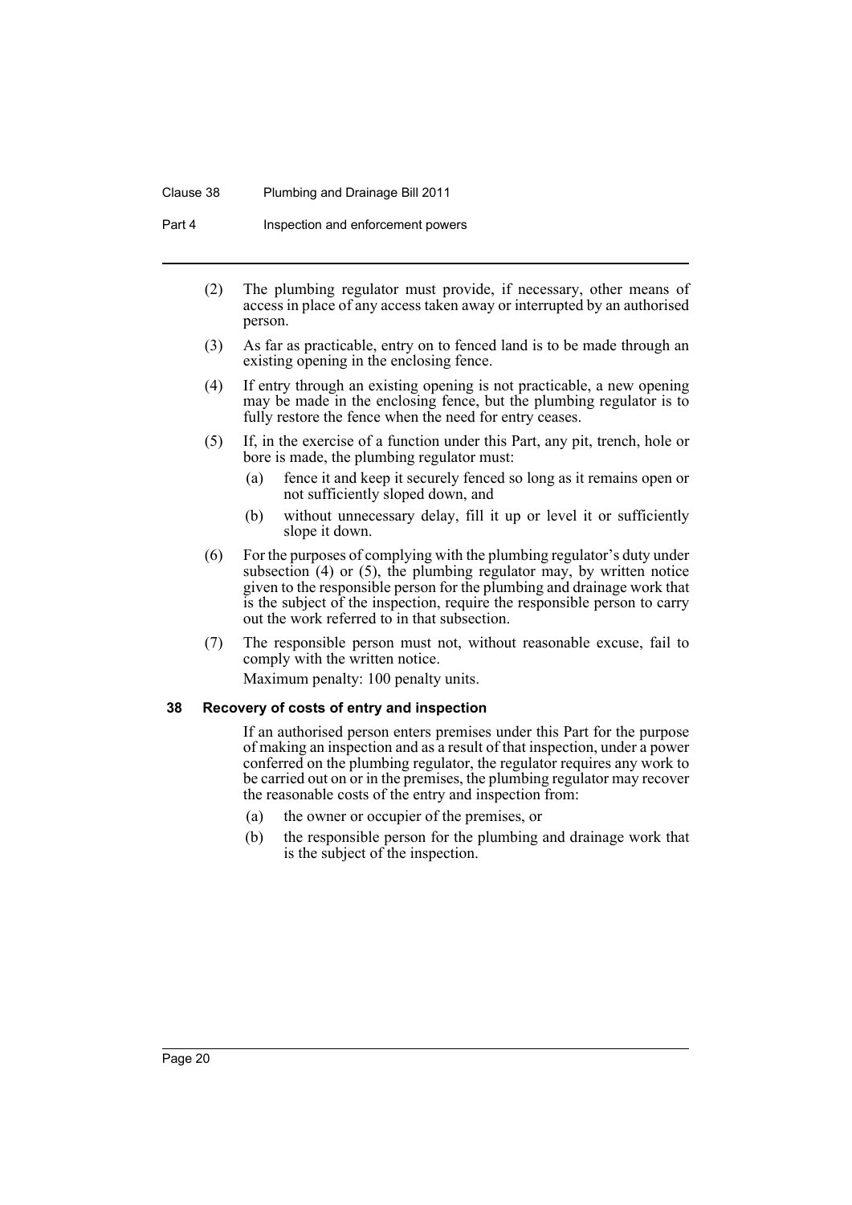(2) The plumbing regulator must provide, if necessary, other means of access in place of any access taken away or interrupted by an authorised person.

(3) As far as practicable, entry on to fenced land is to be made through an existing opening in the enclosing fence.

(4) If entry through an existing opening is not practicable, a new opening may be made in the enclosing fence, but the plumbing regulator is to fully restore the fence when the need for entry ceases.

(5) If, in the exercise of a function under this Part, any pit, trench, hole or bore is made, the plumbing regulator must:

- (a) fence it and keep it securely fenced so long as it remains open or not sufficiently sloped down, and
- (b) without unnecessary delay, fill it up or level it or sufficiently slope it down.

(6) For the purposes of complying with the plumbing regulator's duty under subsection (4) or (5), the plumbing regulator may, by written notice given to the responsible person for the plumbing and drainage work that is the subject of the inspection, require the responsible person to carry out the work referred to in that subsection.

(7) The responsible person must not, without reasonable excuse, fail to comply with the written notice.

Maximum penalty: 100 penalty units.

### 38 Recovery of costs of entry and inspection

If an authorised person enters premises under this Part for the purpose of making an inspection and as a result of that inspection, under a power conferred on the plumbing regulator, the regulator requires any work to be carried out on or in the premises, the plumbing regulator may recover the reasonable costs of the entry and inspection from:

- (a) the owner or occupier of the premises, or
- (b) the responsible person for the plumbing and drainage work that is the subject of the inspection.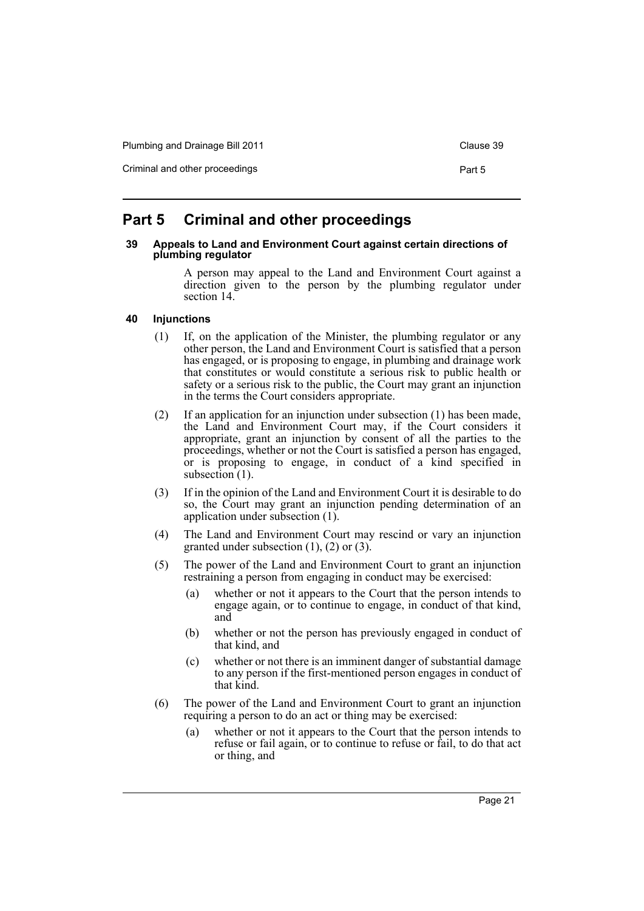# Part 5 Criminal and other proceedings

#### 39 Appeals to Land and Environment Court against certain directions of plumbing regulator

A person may appeal to the Land and Environment Court against a direction given to the person by the plumbing regulator under section 14.

#### 40 Injunctions

(1) If, on the application of the Minister, the plumbing regulator or any other person, the Land and Environment Court is satisfied that a person has engaged, or is proposing to engage, in plumbing and drainage work that constitutes or would constitute a serious risk to public health or safety or a serious risk to the public, the Court may grant an injunction in the terms the Court considers appropriate.

(2) If an application for an injunction under subsection (1) has been made, the Land and Environment Court may, if the Court considers it appropriate, grant an injunction by consent of all the parties to the proceedings, whether or not the Court is satisfied a person has engaged, or is proposing to engage, in conduct of a kind specified in subsection (1).

(3) If in the opinion of the Land and Environment Court it is desirable to do so, the Court may grant an injunction pending determination of an application under subsection (1).

(4) The Land and Environment Court may rescind or vary an injunction granted under subsection (1), (2) or (3).

(5) The power of the Land and Environment Court to grant an injunction restraining a person from engaging in conduct may be exercised:

- (a) whether or not it appears to the Court that the person intends to engage again, or to continue to engage, in conduct of that kind, and
- (b) whether or not the person has previously engaged in conduct of that kind, and
- (c) whether or not there is an imminent danger of substantial damage to any person if the first-mentioned person engages in conduct of that kind.

(6) The power of the Land and Environment Court to grant an injunction requiring a person to do an act or thing may be exercised:

- (a) whether or not it appears to the Court that the person intends to refuse or fail again, or to continue to refuse or fail, to do that act or thing, and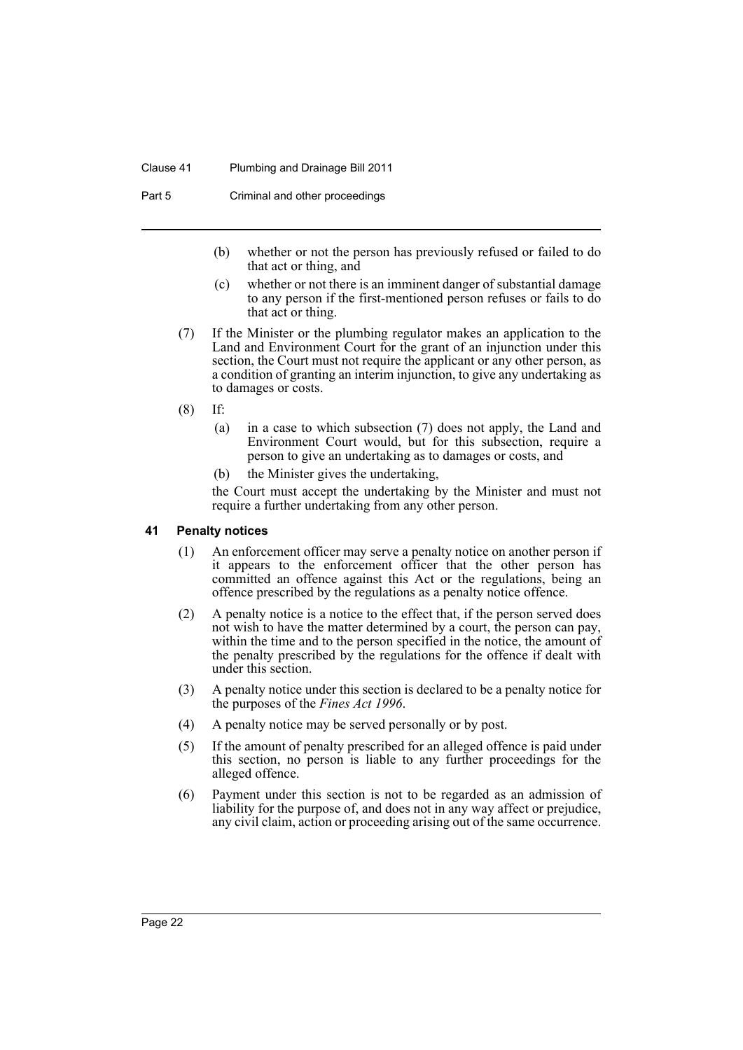(b) whether or not the person has previously refused or failed to do that act or thing, and

(c) whether or not there is an imminent danger of substantial damage to any person if the first-mentioned person refuses or fails to do that act or thing.

(7) If the Minister or the plumbing regulator makes an application to the Land and Environment Court for the grant of an injunction under this section, the Court must not require the applicant or any other person, as a condition of granting an interim injunction, to give any undertaking as to damages or costs.

(8) If:

(a) in a case to which subsection (7) does not apply, the Land and Environment Court would, but for this subsection, require a person to give an undertaking as to damages or costs, and

(b) the Minister gives the undertaking,

the Court must accept the undertaking by the Minister and must not require a further undertaking from any other person.

### 41 Penalty notices

(1) An enforcement officer may serve a penalty notice on another person if it appears to the enforcement officer that the other person has committed an offence against this Act or the regulations, being an offence prescribed by the regulations as a penalty notice offence.

(2) A penalty notice is a notice to the effect that, if the person served does not wish to have the matter determined by a court, the person can pay, within the time and to the person specified in the notice, the amount of the penalty prescribed by the regulations for the offence if dealt with under this section.

(3) A penalty notice under this section is declared to be a penalty notice for the purposes of the *Fines Act 1996*.

(4) A penalty notice may be served personally or by post.

(5) If the amount of penalty prescribed for an alleged offence is paid under this section, no person is liable to any further proceedings for the alleged offence.

(6) Payment under this section is not to be regarded as an admission of liability for the purpose of, and does not in any way affect or prejudice, any civil claim, action or proceeding arising out of the same occurrence.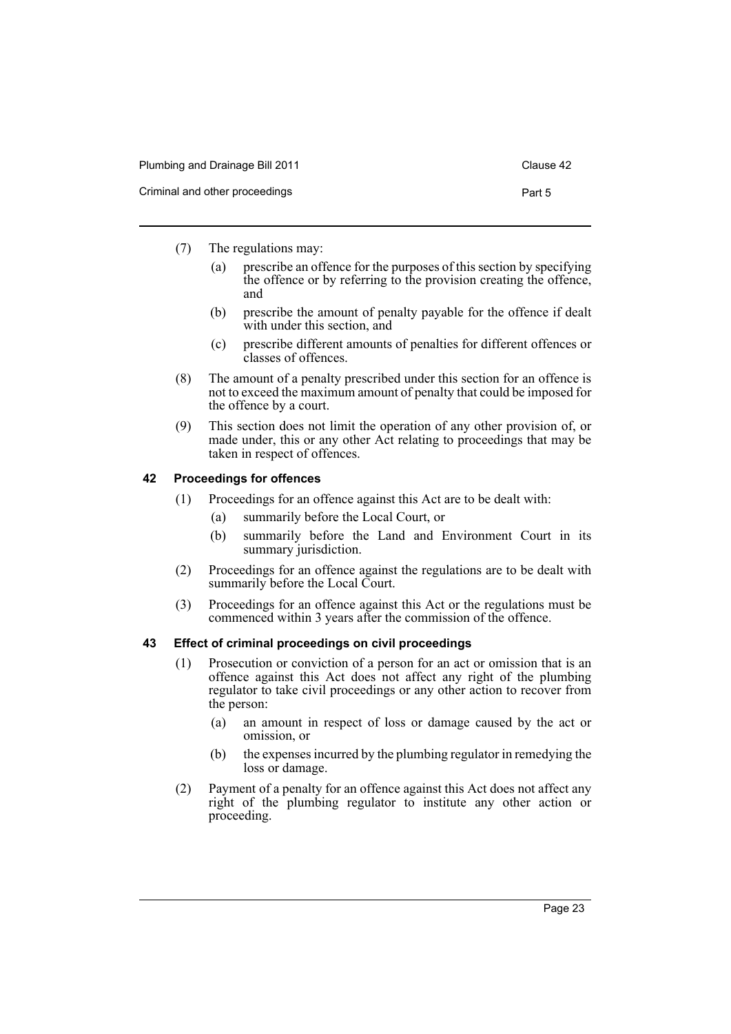(7) The regulations may:

(a) prescribe an offence for the purposes of this section by specifying the offence or by referring to the provision creating the offence, and

(b) prescribe the amount of penalty payable for the offence if dealt with under this section, and

(c) prescribe different amounts of penalties for different offences or classes of offences.

(8) The amount of a penalty prescribed under this section for an offence is not to exceed the maximum amount of penalty that could be imposed for the offence by a court.

(9) This section does not limit the operation of any other provision of, or made under, this or any other Act relating to proceedings that may be taken in respect of offences.

### 42 Proceedings for offences

(1) Proceedings for an offence against this Act are to be dealt with:

(a) summarily before the Local Court, or

(b) summarily before the Land and Environment Court in its summary jurisdiction.

(2) Proceedings for an offence against the regulations are to be dealt with summarily before the Local Court.

(3) Proceedings for an offence against this Act or the regulations must be commenced within 3 years after the commission of the offence.

### 43 Effect of criminal proceedings on civil proceedings

(1) Prosecution or conviction of a person for an act or omission that is an offence against this Act does not affect any right of the plumbing regulator to take civil proceedings or any other action to recover from the person:

(a) an amount in respect of loss or damage caused by the act or omission, or

(b) the expenses incurred by the plumbing regulator in remedying the loss or damage.

(2) Payment of a penalty for an offence against this Act does not affect any right of the plumbing regulator to institute any other action or proceeding.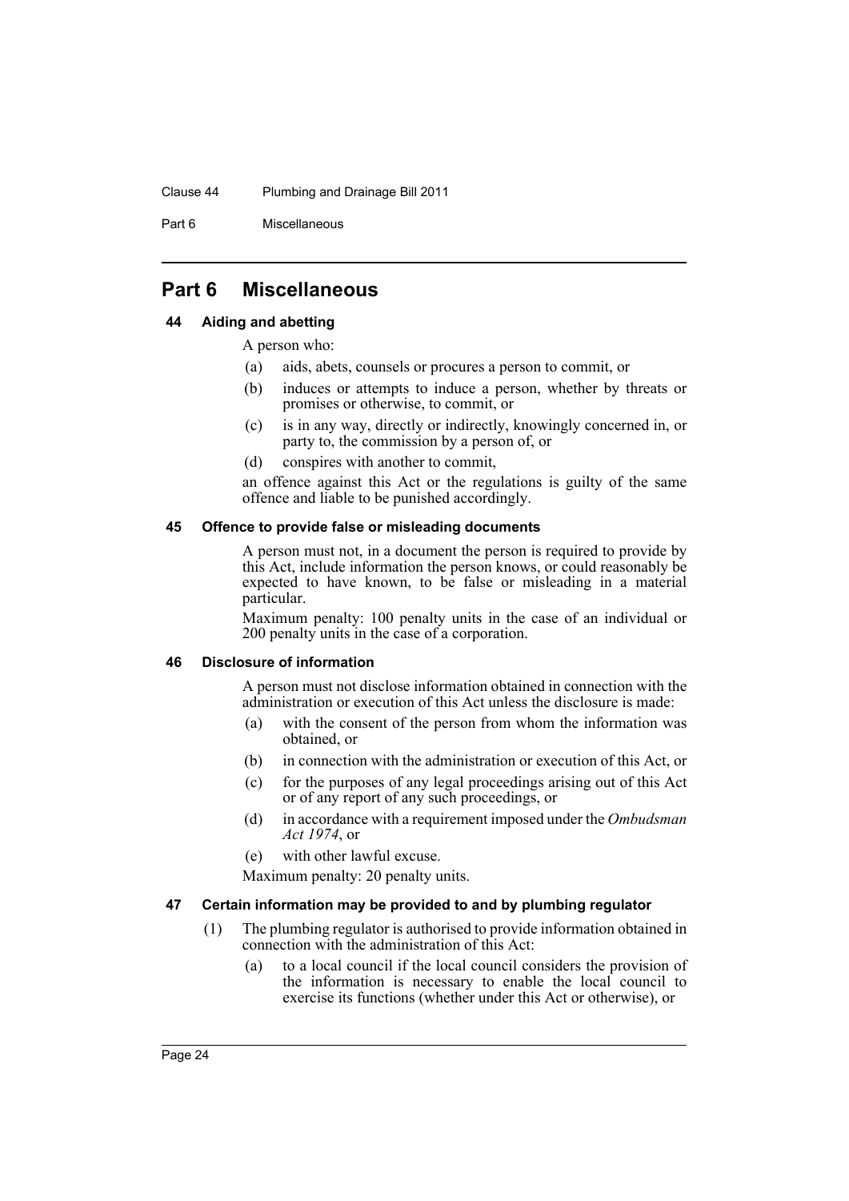# Part 6 Miscellaneous

### 44 Aiding and abetting

A person who:

(a) aids, abets, counsels or procures a person to commit, or

(b) induces or attempts to induce a person, whether by threats or promises or otherwise, to commit, or

(c) is in any way, directly or indirectly, knowingly concerned in, or party to, the commission by a person of, or

(d) conspires with another to commit,

an offence against this Act or the regulations is guilty of the same offence and liable to be punished accordingly.

### 45 Offence to provide false or misleading documents

A person must not, in a document the person is required to provide by this Act, include information the person knows, or could reasonably be expected to have known, to be false or misleading in a material particular.

Maximum penalty: 100 penalty units in the case of an individual or 200 penalty units in the case of a corporation.

### 46 Disclosure of information

A person must not disclose information obtained in connection with the administration or execution of this Act unless the disclosure is made:

(a) with the consent of the person from whom the information was obtained, or

(b) in connection with the administration or execution of this Act, or

(c) for the purposes of any legal proceedings arising out of this Act or of any report of any such proceedings, or

(d) in accordance with a requirement imposed under the *Ombudsman Act 1974*, or

(e) with other lawful excuse.

Maximum penalty: 20 penalty units.

### 47 Certain information may be provided to and by plumbing regulator

(1) The plumbing regulator is authorised to provide information obtained in connection with the administration of this Act:

(a) to a local council if the local council considers the provision of the information is necessary to enable the local council to exercise its functions (whether under this Act or otherwise), or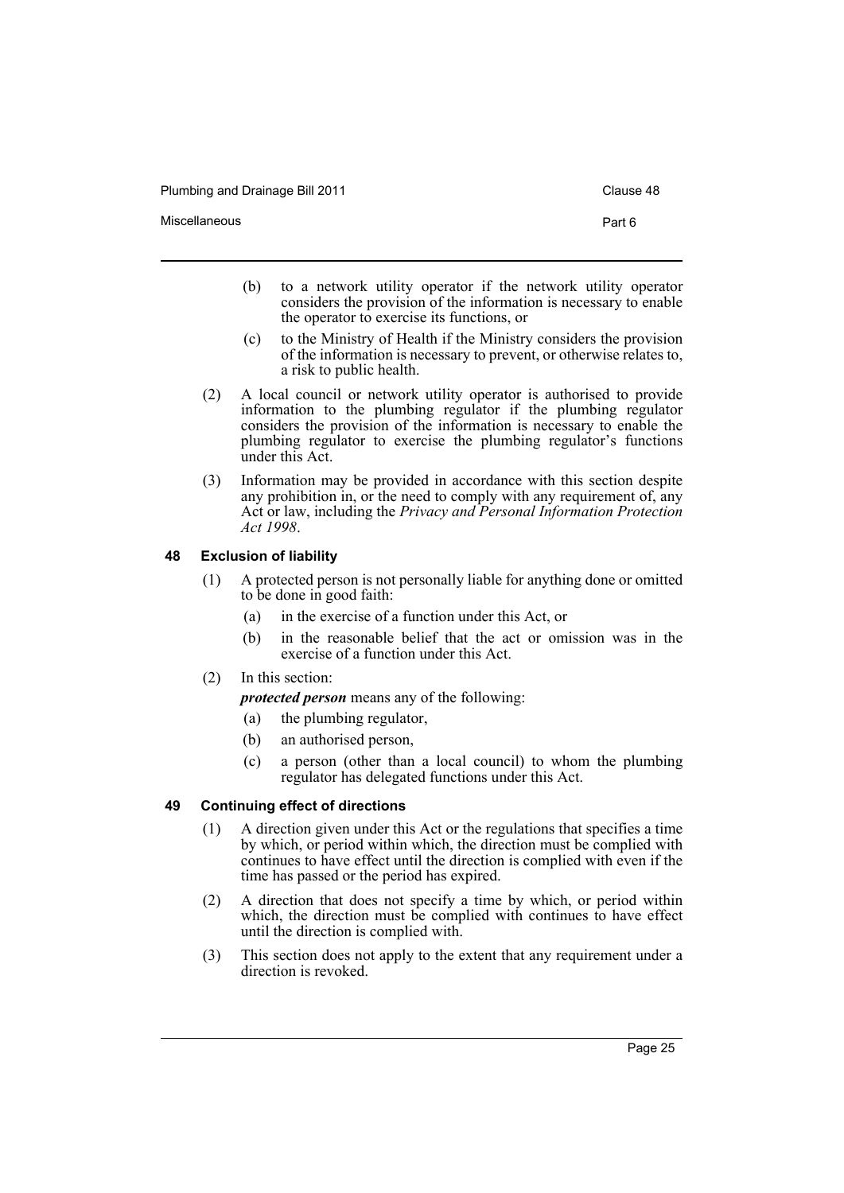(b) to a network utility operator if the network utility operator considers the provision of the information is necessary to enable the operator to exercise its functions, or

(c) to the Ministry of Health if the Ministry considers the provision of the information is necessary to prevent, or otherwise relates to, a risk to public health.

(2) A local council or network utility operator is authorised to provide information to the plumbing regulator if the plumbing regulator considers the provision of the information is necessary to enable the plumbing regulator to exercise the plumbing regulator's functions under this Act.

(3) Information may be provided in accordance with this section despite any prohibition in, or the need to comply with any requirement of, any Act or law, including the *Privacy and Personal Information Protection Act 1998*.

### 48 Exclusion of liability

(1) A protected person is not personally liable for anything done or omitted to be done in good faith:

(a) in the exercise of a function under this Act, or

(b) in the reasonable belief that the act or omission was in the exercise of a function under this Act.

(2) In this section:

***protected person*** means any of the following:

(a) the plumbing regulator,

(b) an authorised person,

(c) a person (other than a local council) to whom the plumbing regulator has delegated functions under this Act.

### 49 Continuing effect of directions

(1) A direction given under this Act or the regulations that specifies a time by which, or period within which, the direction must be complied with continues to have effect until the direction is complied with even if the time has passed or the period has expired.

(2) A direction that does not specify a time by which, or period within which, the direction must be complied with continues to have effect until the direction is complied with.

(3) This section does not apply to the extent that any requirement under a direction is revoked.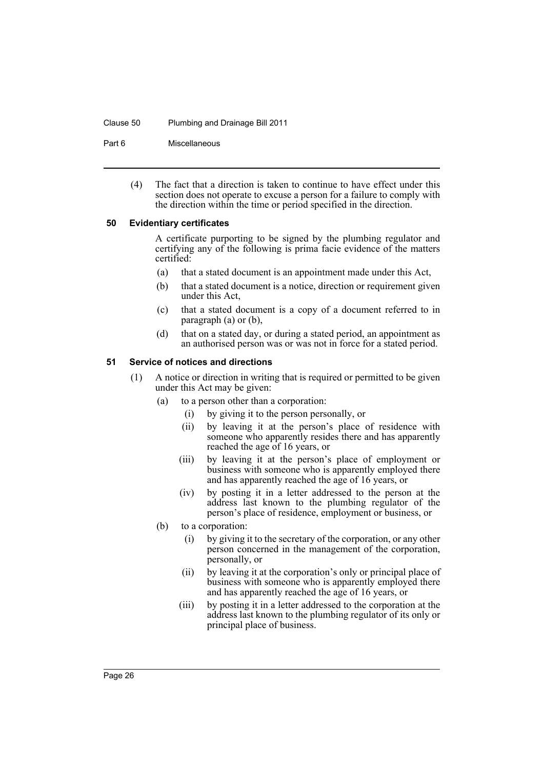(4) The fact that a direction is taken to continue to have effect under this section does not operate to excuse a person for a failure to comply with the direction within the time or period specified in the direction.

### 50 Evidentiary certificates

A certificate purporting to be signed by the plumbing regulator and certifying any of the following is prima facie evidence of the matters certified:

(a) that a stated document is an appointment made under this Act,

(b) that a stated document is a notice, direction or requirement given under this Act,

(c) that a stated document is a copy of a document referred to in paragraph (a) or (b),

(d) that on a stated day, or during a stated period, an appointment as an authorised person was or was not in force for a stated period.

### 51 Service of notices and directions

(1) A notice or direction in writing that is required or permitted to be given under this Act may be given:

(a) to a person other than a corporation:

(i) by giving it to the person personally, or

(ii) by leaving it at the person's place of residence with someone who apparently resides there and has apparently reached the age of 16 years, or

(iii) by leaving it at the person's place of employment or business with someone who is apparently employed there and has apparently reached the age of 16 years, or

(iv) by posting it in a letter addressed to the person at the address last known to the plumbing regulator of the person's place of residence, employment or business, or

(b) to a corporation:

(i) by giving it to the secretary of the corporation, or any other person concerned in the management of the corporation, personally, or

(ii) by leaving it at the corporation's only or principal place of business with someone who is apparently employed there and has apparently reached the age of 16 years, or

(iii) by posting it in a letter addressed to the corporation at the address last known to the plumbing regulator of its only or principal place of business.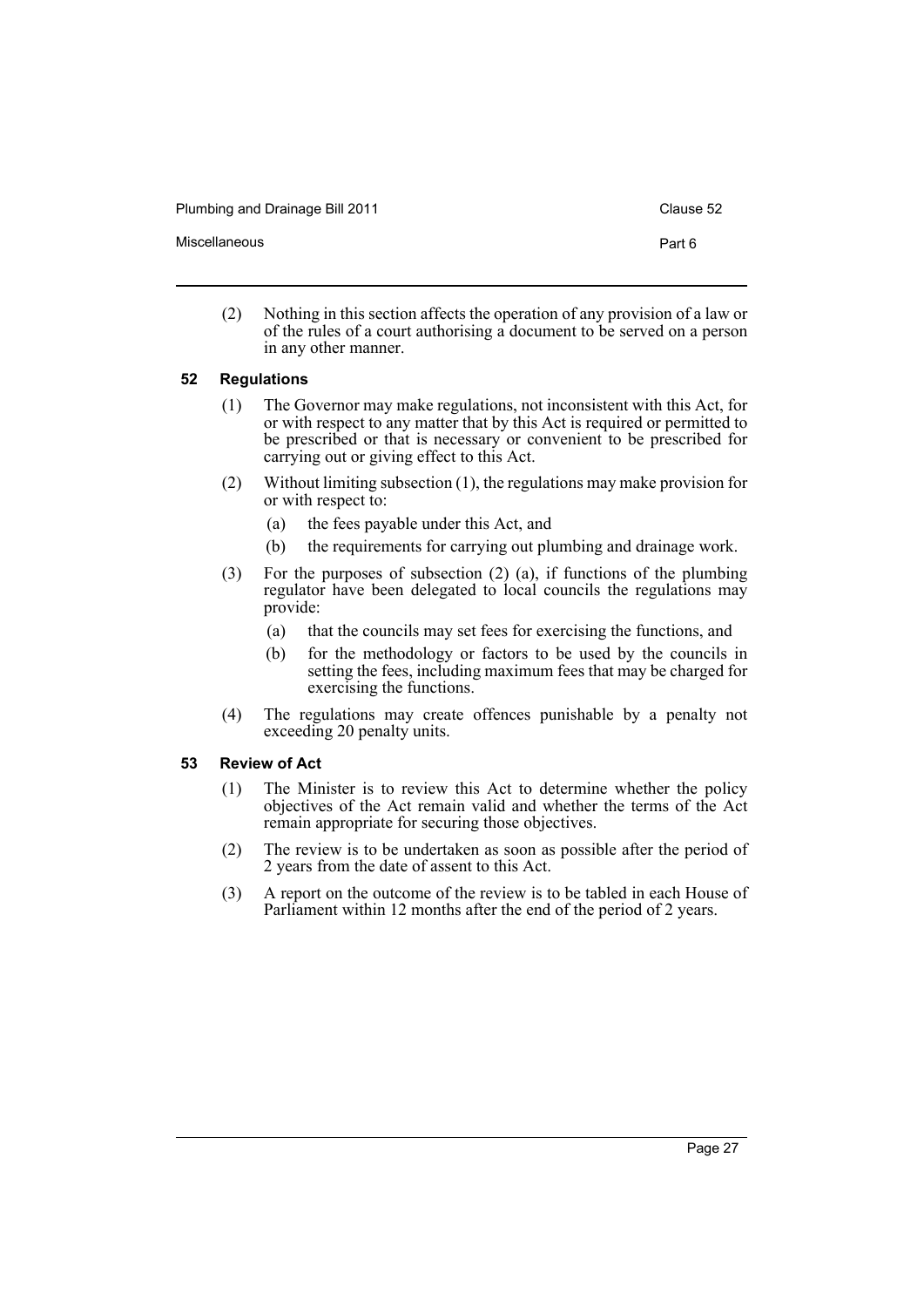(2) Nothing in this section affects the operation of any provision of a law or of the rules of a court authorising a document to be served on a person in any other manner.

### 52 Regulations

(1) The Governor may make regulations, not inconsistent with this Act, for or with respect to any matter that by this Act is required or permitted to be prescribed or that is necessary or convenient to be prescribed for carrying out or giving effect to this Act.

(2) Without limiting subsection (1), the regulations may make provision for or with respect to:

- (a) the fees payable under this Act, and
- (b) the requirements for carrying out plumbing and drainage work.

(3) For the purposes of subsection (2) (a), if functions of the plumbing regulator have been delegated to local councils the regulations may provide:

- (a) that the councils may set fees for exercising the functions, and
- (b) for the methodology or factors to be used by the councils in setting the fees, including maximum fees that may be charged for exercising the functions.

(4) The regulations may create offences punishable by a penalty not exceeding 20 penalty units.

### 53 Review of Act

(1) The Minister is to review this Act to determine whether the policy objectives of the Act remain valid and whether the terms of the Act remain appropriate for securing those objectives.

(2) The review is to be undertaken as soon as possible after the period of 2 years from the date of assent to this Act.

(3) A report on the outcome of the review is to be tabled in each House of Parliament within 12 months after the end of the period of 2 years.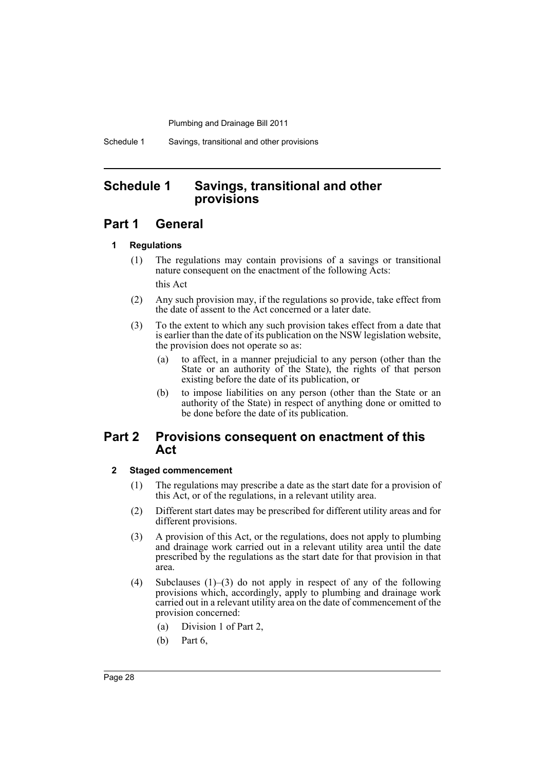# Schedule 1 Savings, transitional and other provisions

## Part 1 General

### 1 Regulations

(1) The regulations may contain provisions of a savings or transitional nature consequent on the enactment of the following Acts:

this Act

(2) Any such provision may, if the regulations so provide, take effect from the date of assent to the Act concerned or a later date.

(3) To the extent to which any such provision takes effect from a date that is earlier than the date of its publication on the NSW legislation website, the provision does not operate so as:

- (a) to affect, in a manner prejudicial to any person (other than the State or an authority of the State), the rights of that person existing before the date of its publication, or
- (b) to impose liabilities on any person (other than the State or an authority of the State) in respect of anything done or omitted to be done before the date of its publication.

## Part 2 Provisions consequent on enactment of this Act

### 2 Staged commencement

(1) The regulations may prescribe a date as the start date for a provision of this Act, or of the regulations, in a relevant utility area.

(2) Different start dates may be prescribed for different utility areas and for different provisions.

(3) A provision of this Act, or the regulations, does not apply to plumbing and drainage work carried out in a relevant utility area until the date prescribed by the regulations as the start date for that provision in that area.

(4) Subclauses (1)–(3) do not apply in respect of any of the following provisions which, accordingly, apply to plumbing and drainage work carried out in a relevant utility area on the date of commencement of the provision concerned:

- (a) Division 1 of Part 2,
- (b) Part 6,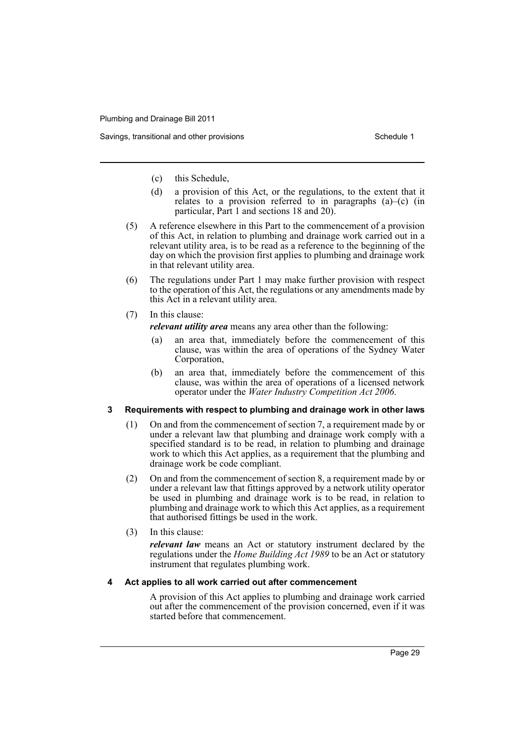(c) this Schedule,

(d) a provision of this Act, or the regulations, to the extent that it relates to a provision referred to in paragraphs (a)–(c) (in particular, Part 1 and sections 18 and 20).

(5) A reference elsewhere in this Part to the commencement of a provision of this Act, in relation to plumbing and drainage work carried out in a relevant utility area, is to be read as a reference to the beginning of the day on which the provision first applies to plumbing and drainage work in that relevant utility area.

(6) The regulations under Part 1 may make further provision with respect to the operation of this Act, the regulations or any amendments made by this Act in a relevant utility area.

(7) In this clause:

***relevant utility area*** means any area other than the following:

(a) an area that, immediately before the commencement of this clause, was within the area of operations of the Sydney Water Corporation,

(b) an area that, immediately before the commencement of this clause, was within the area of operations of a licensed network operator under the *Water Industry Competition Act 2006*.

**3 Requirements with respect to plumbing and drainage work in other laws**

(1) On and from the commencement of section 7, a requirement made by or under a relevant law that plumbing and drainage work comply with a specified standard is to be read, in relation to plumbing and drainage work to which this Act applies, as a requirement that the plumbing and drainage work be code compliant.

(2) On and from the commencement of section 8, a requirement made by or under a relevant law that fittings approved by a network utility operator be used in plumbing and drainage work is to be read, in relation to plumbing and drainage work to which this Act applies, as a requirement that authorised fittings be used in the work.

(3) In this clause:

***relevant law*** means an Act or statutory instrument declared by the regulations under the *Home Building Act 1989* to be an Act or statutory instrument that regulates plumbing work.

**4 Act applies to all work carried out after commencement**

A provision of this Act applies to plumbing and drainage work carried out after the commencement of the provision concerned, even if it was started before that commencement.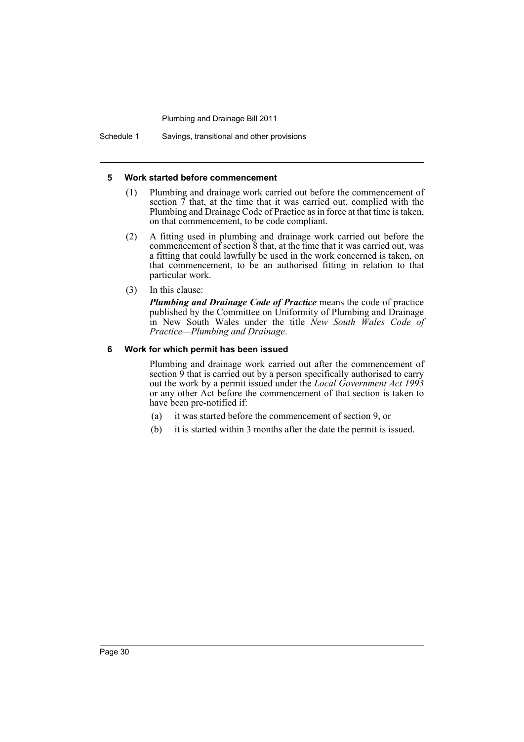#### 5 Work started before commencement

(1) Plumbing and drainage work carried out before the commencement of section 7 that, at the time that it was carried out, complied with the Plumbing and Drainage Code of Practice as in force at that time is taken, on that commencement, to be code compliant.

(2) A fitting used in plumbing and drainage work carried out before the commencement of section 8 that, at the time that it was carried out, was a fitting that could lawfully be used in the work concerned is taken, on that commencement, to be an authorised fitting in relation to that particular work.

(3) In this clause:

***Plumbing and Drainage Code of Practice*** means the code of practice published by the Committee on Uniformity of Plumbing and Drainage in New South Wales under the title *New South Wales Code of Practice—Plumbing and Drainage*.

#### 6 Work for which permit has been issued

Plumbing and drainage work carried out after the commencement of section 9 that is carried out by a person specifically authorised to carry out the work by a permit issued under the *Local Government Act 1993* or any other Act before the commencement of that section is taken to have been pre-notified if:

(a) it was started before the commencement of section 9, or

(b) it is started within 3 months after the date the permit is issued.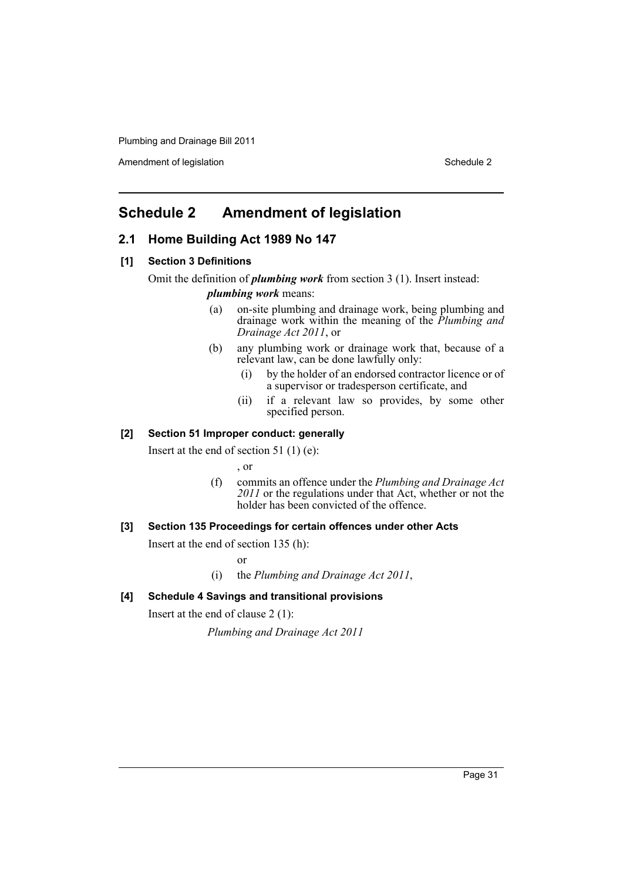# Schedule 2 Amendment of legislation

## 2.1 Home Building Act 1989 No 147

### [1] Section 3 Definitions

Omit the definition of ***plumbing work*** from section 3 (1). Insert instead:

***plumbing work*** means:

- (a) on-site plumbing and drainage work, being plumbing and drainage work within the meaning of the *Plumbing and Drainage Act 2011*, or
- (b) any plumbing work or drainage work that, because of a relevant law, can be done lawfully only:
  - (i) by the holder of an endorsed contractor licence or of a supervisor or tradesperson certificate, and
  - (ii) if a relevant law so provides, by some other specified person.

### [2] Section 51 Improper conduct: generally

Insert at the end of section 51 (1) (e):

, or

- (f) commits an offence under the *Plumbing and Drainage Act 2011* or the regulations under that Act, whether or not the holder has been convicted of the offence.

### [3] Section 135 Proceedings for certain offences under other Acts

Insert at the end of section 135 (h):

or

- (i) the *Plumbing and Drainage Act 2011*,

### [4] Schedule 4 Savings and transitional provisions

Insert at the end of clause 2 (1):

*Plumbing and Drainage Act 2011*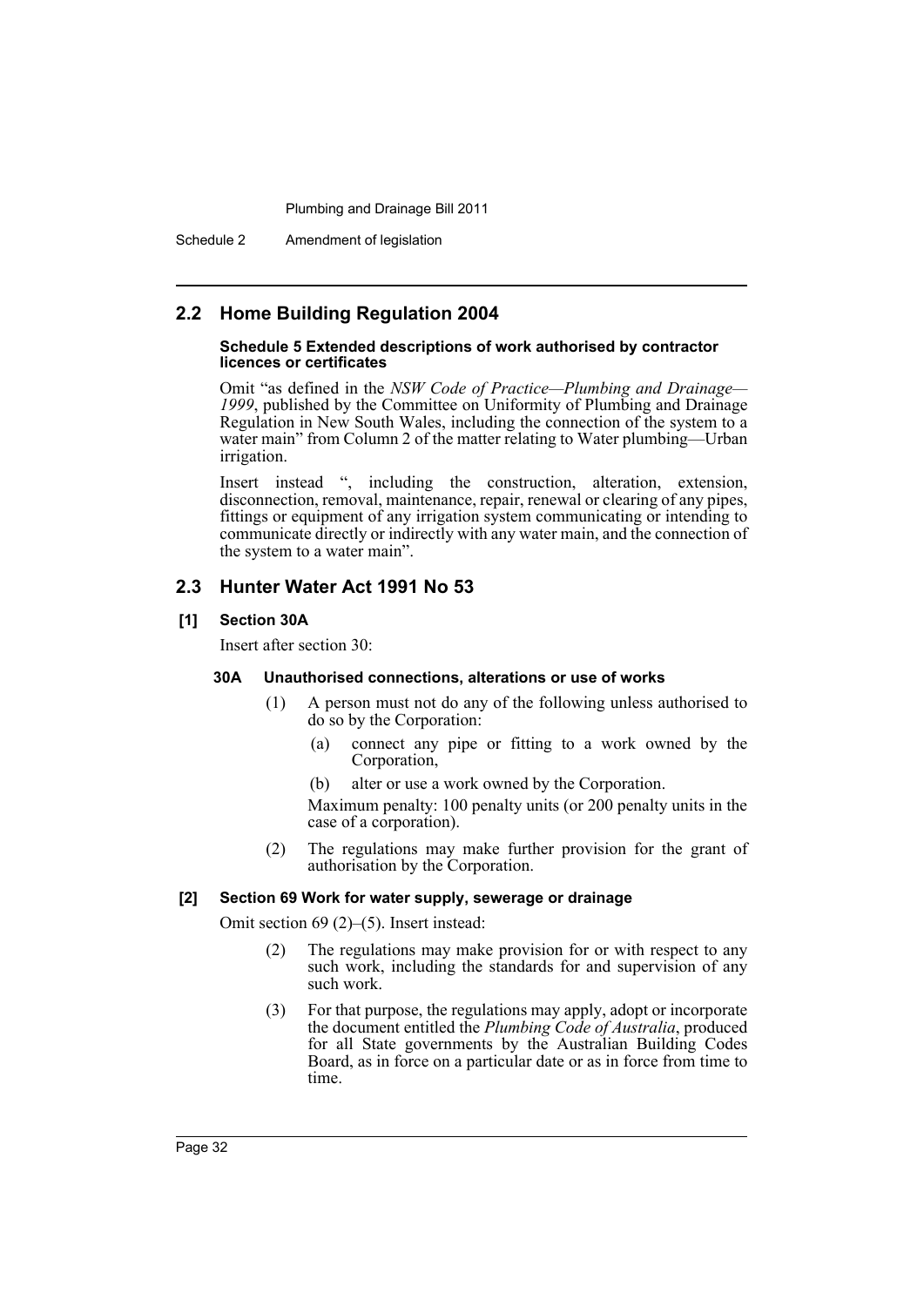## 2.2 Home Building Regulation 2004

**Schedule 5 Extended descriptions of work authorised by contractor licences or certificates**

Omit "as defined in the *NSW Code of Practice—Plumbing and Drainage—1999*, published by the Committee on Uniformity of Plumbing and Drainage Regulation in New South Wales, including the connection of the system to a water main" from Column 2 of the matter relating to Water plumbing—Urban irrigation.

Insert instead ", including the construction, alteration, extension, disconnection, removal, maintenance, repair, renewal or clearing of any pipes, fittings or equipment of any irrigation system communicating or intending to communicate directly or indirectly with any water main, and the connection of the system to a water main".

## 2.3 Hunter Water Act 1991 No 53

### [1] Section 30A

Insert after section 30:

#### 30A Unauthorised connections, alterations or use of works

(1) A person must not do any of the following unless authorised to do so by the Corporation:

(a) connect any pipe or fitting to a work owned by the Corporation,

(b) alter or use a work owned by the Corporation.

Maximum penalty: 100 penalty units (or 200 penalty units in the case of a corporation).

(2) The regulations may make further provision for the grant of authorisation by the Corporation.

### [2] Section 69 Work for water supply, sewerage or drainage

Omit section 69 (2)–(5). Insert instead:

(2) The regulations may make provision for or with respect to any such work, including the standards for and supervision of any such work.

(3) For that purpose, the regulations may apply, adopt or incorporate the document entitled the *Plumbing Code of Australia*, produced for all State governments by the Australian Building Codes Board, as in force on a particular date or as in force from time to time.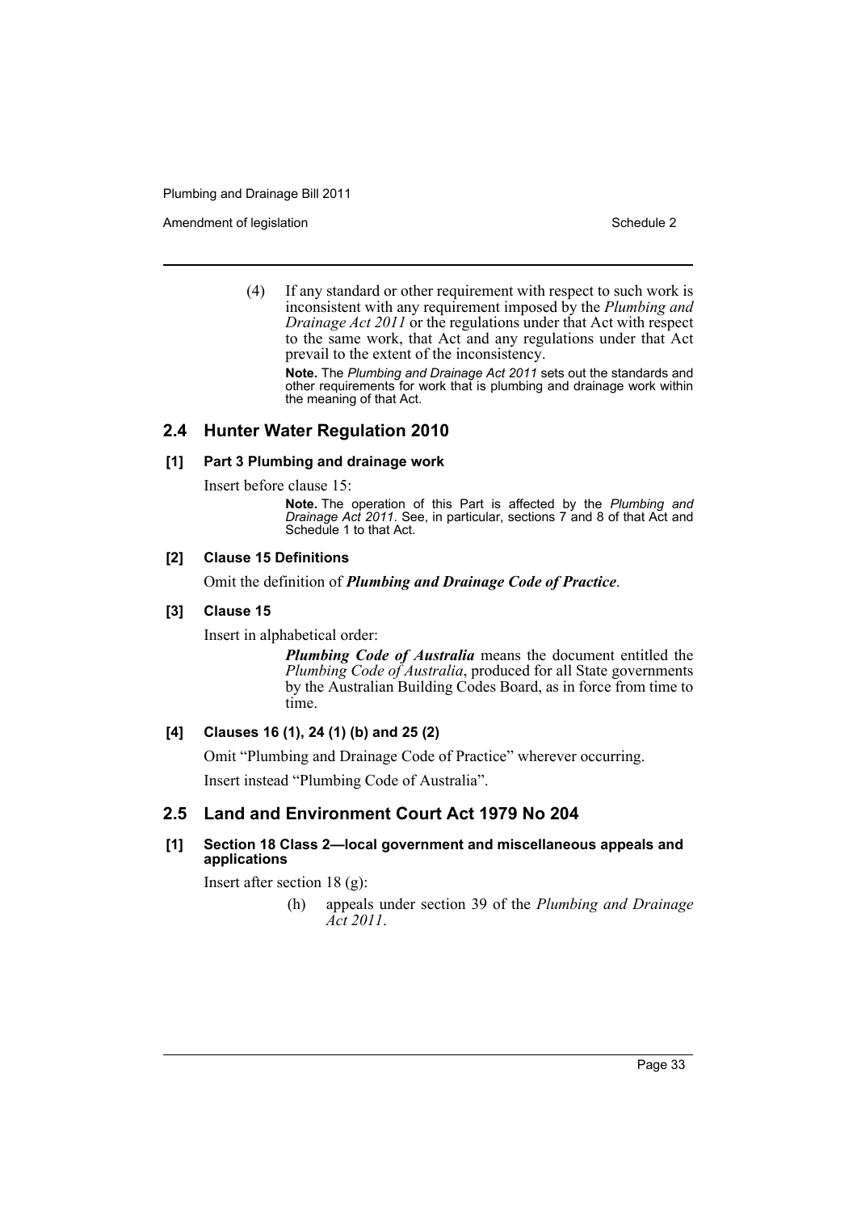(4) If any standard or other requirement with respect to such work is inconsistent with any requirement imposed by the *Plumbing and Drainage Act 2011* or the regulations under that Act with respect to the same work, that Act and any regulations under that Act prevail to the extent of the inconsistency.

**Note.** The *Plumbing and Drainage Act 2011* sets out the standards and other requirements for work that is plumbing and drainage work within the meaning of that Act.

## 2.4 Hunter Water Regulation 2010

### [1] Part 3 Plumbing and drainage work

Insert before clause 15:

**Note.** The operation of this Part is affected by the *Plumbing and Drainage Act 2011*. See, in particular, sections 7 and 8 of that Act and Schedule 1 to that Act.

### [2] Clause 15 Definitions

Omit the definition of ***Plumbing and Drainage Code of Practice***.

### [3] Clause 15

Insert in alphabetical order:

***Plumbing Code of Australia*** means the document entitled the *Plumbing Code of Australia*, produced for all State governments by the Australian Building Codes Board, as in force from time to time.

### [4] Clauses 16 (1), 24 (1) (b) and 25 (2)

Omit "Plumbing and Drainage Code of Practice" wherever occurring.

Insert instead "Plumbing Code of Australia".

## 2.5 Land and Environment Court Act 1979 No 204

### [1] Section 18 Class 2—local government and miscellaneous appeals and applications

Insert after section 18 (g):

(h) appeals under section 39 of the *Plumbing and Drainage Act 2011*.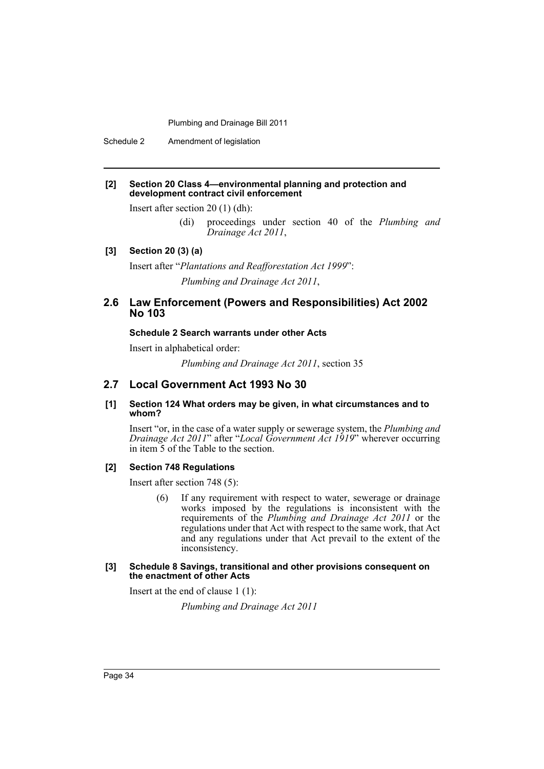**[2] Section 20 Class 4—environmental planning and protection and development contract civil enforcement**

Insert after section 20 (1) (dh):

> (di) proceedings under section 40 of the *Plumbing and Drainage Act 2011*,

**[3] Section 20 (3) (a)**

Insert after "*Plantations and Reafforestation Act 1999*":

> *Plumbing and Drainage Act 2011*,

## 2.6 Law Enforcement (Powers and Responsibilities) Act 2002 No 103

**Schedule 2 Search warrants under other Acts**

Insert in alphabetical order:

> *Plumbing and Drainage Act 2011*, section 35

## 2.7 Local Government Act 1993 No 30

**[1] Section 124 What orders may be given, in what circumstances and to whom?**

Insert "or, in the case of a water supply or sewerage system, the *Plumbing and Drainage Act 2011*" after "*Local Government Act 1919*" wherever occurring in item 5 of the Table to the section.

**[2] Section 748 Regulations**

Insert after section 748 (5):

> (6) If any requirement with respect to water, sewerage or drainage works imposed by the regulations is inconsistent with the requirements of the *Plumbing and Drainage Act 2011* or the regulations under that Act with respect to the same work, that Act and any regulations under that Act prevail to the extent of the inconsistency.

**[3] Schedule 8 Savings, transitional and other provisions consequent on the enactment of other Acts**

Insert at the end of clause 1 (1):

> *Plumbing and Drainage Act 2011*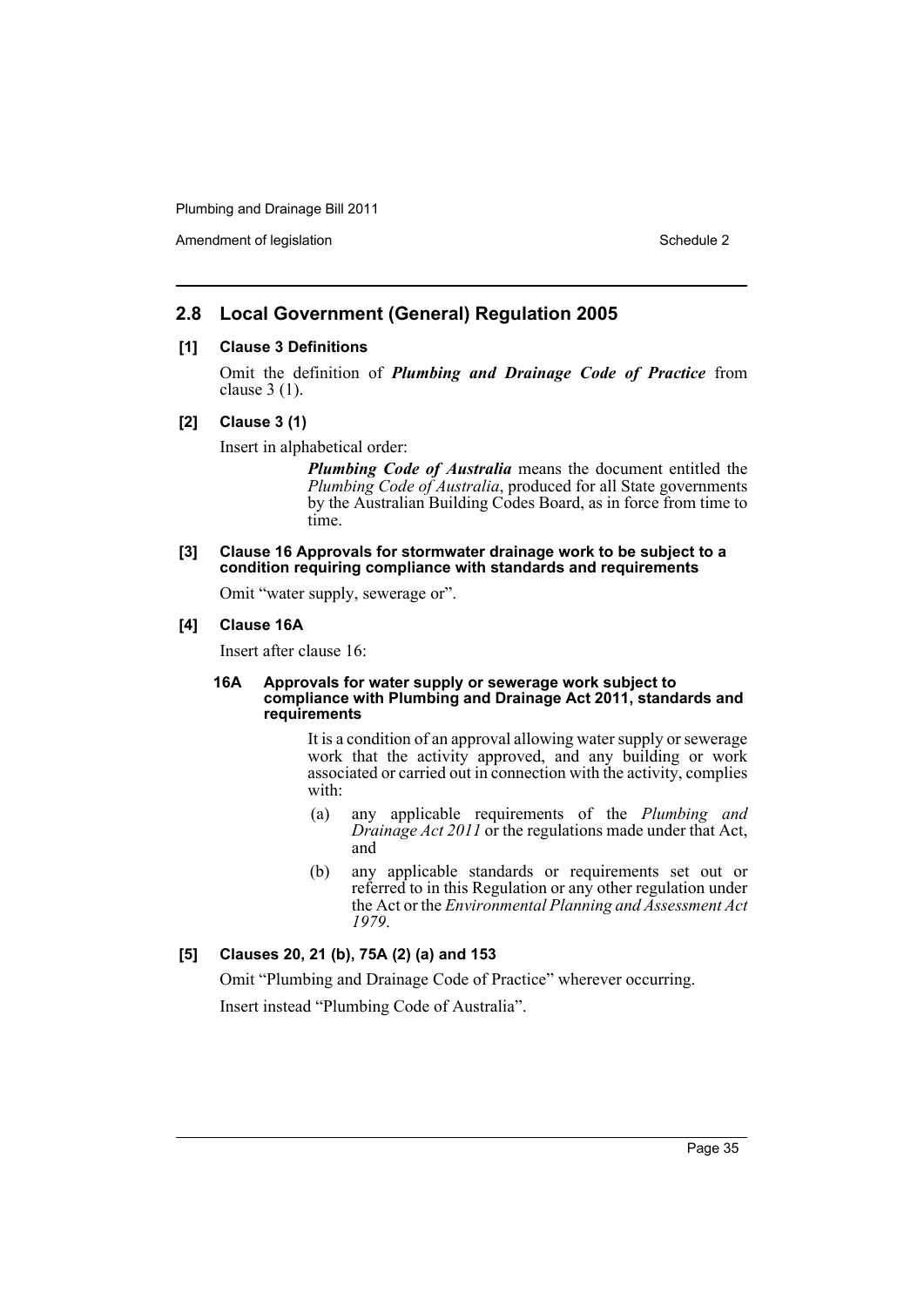## 2.8 Local Government (General) Regulation 2005

### [1] Clause 3 Definitions

Omit the definition of ***Plumbing and Drainage Code of Practice*** from clause 3 (1).

### [2] Clause 3 (1)

Insert in alphabetical order:

> ***Plumbing Code of Australia*** means the document entitled the *Plumbing Code of Australia*, produced for all State governments by the Australian Building Codes Board, as in force from time to time.

### [3] Clause 16 Approvals for stormwater drainage work to be subject to a condition requiring compliance with standards and requirements

Omit "water supply, sewerage or".

### [4] Clause 16A

Insert after clause 16:

> **16A Approvals for water supply or sewerage work subject to compliance with Plumbing and Drainage Act 2011, standards and requirements**
>
> It is a condition of an approval allowing water supply or sewerage work that the activity approved, and any building or work associated or carried out in connection with the activity, complies with:
>
> (a) any applicable requirements of the *Plumbing and Drainage Act 2011* or the regulations made under that Act, and
>
> (b) any applicable standards or requirements set out or referred to in this Regulation or any other regulation under the Act or the *Environmental Planning and Assessment Act 1979*.

### [5] Clauses 20, 21 (b), 75A (2) (a) and 153

Omit "Plumbing and Drainage Code of Practice" wherever occurring.

Insert instead "Plumbing Code of Australia".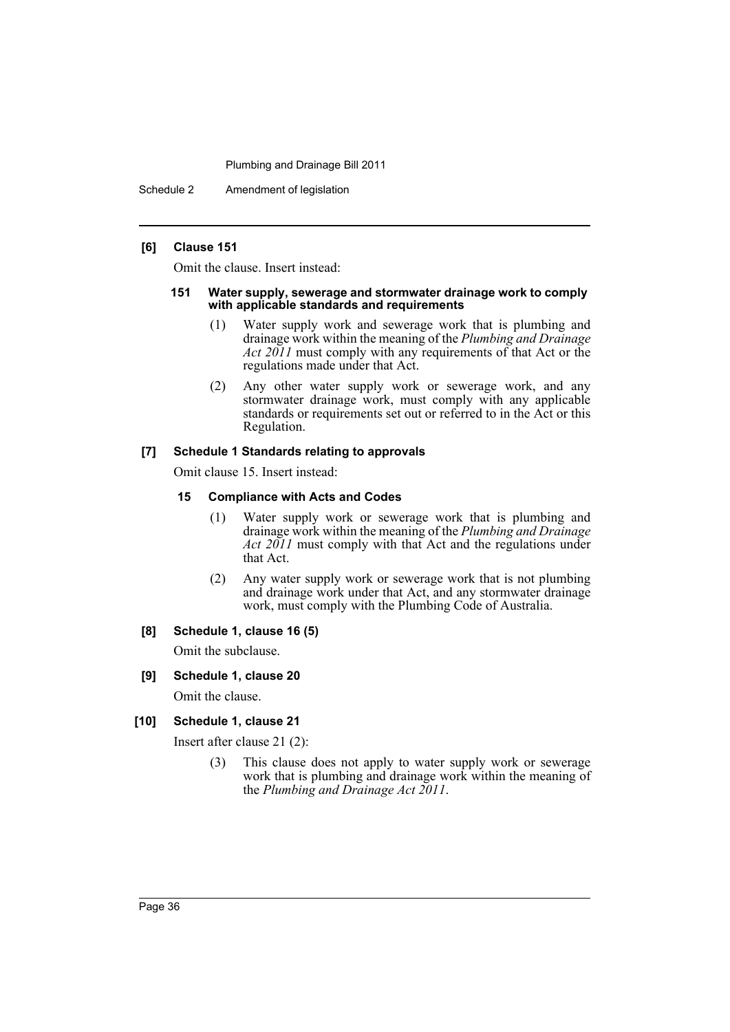**[6] Clause 151**

Omit the clause. Insert instead:

**151 Water supply, sewerage and stormwater drainage work to comply with applicable standards and requirements**

(1) Water supply work and sewerage work that is plumbing and drainage work within the meaning of the *Plumbing and Drainage Act 2011* must comply with any requirements of that Act or the regulations made under that Act.

(2) Any other water supply work or sewerage work, and any stormwater drainage work, must comply with any applicable standards or requirements set out or referred to in the Act or this Regulation.

**[7] Schedule 1 Standards relating to approvals**

Omit clause 15. Insert instead:

**15 Compliance with Acts and Codes**

(1) Water supply work or sewerage work that is plumbing and drainage work within the meaning of the *Plumbing and Drainage Act 2011* must comply with that Act and the regulations under that Act.

(2) Any water supply work or sewerage work that is not plumbing and drainage work under that Act, and any stormwater drainage work, must comply with the Plumbing Code of Australia.

**[8] Schedule 1, clause 16 (5)**

Omit the subclause.

**[9] Schedule 1, clause 20**

Omit the clause.

**[10] Schedule 1, clause 21**

Insert after clause 21 (2):

(3) This clause does not apply to water supply work or sewerage work that is plumbing and drainage work within the meaning of the *Plumbing and Drainage Act 2011*.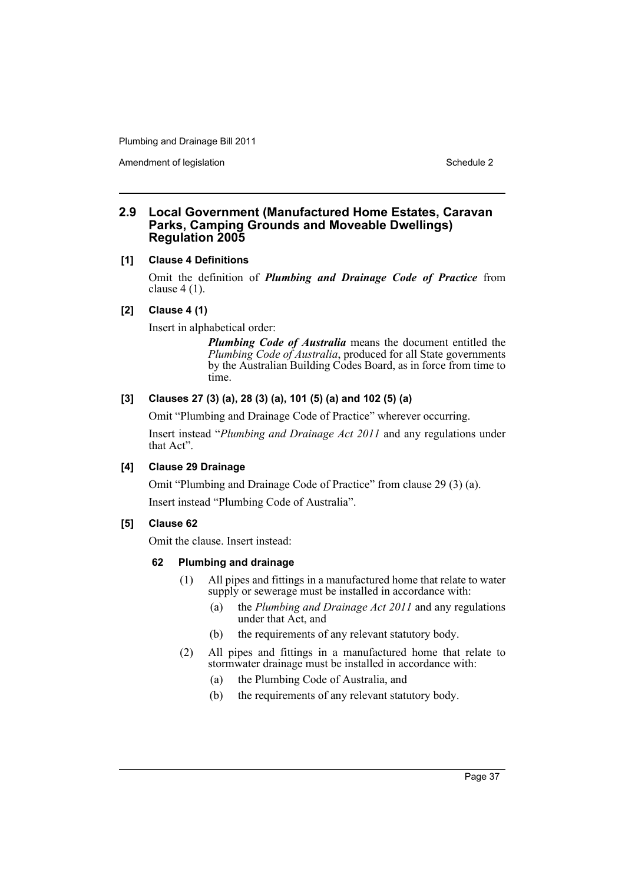## 2.9 Local Government (Manufactured Home Estates, Caravan Parks, Camping Grounds and Moveable Dwellings) Regulation 2005

### [1] Clause 4 Definitions

Omit the definition of ***Plumbing and Drainage Code of Practice*** from clause 4 (1).

### [2] Clause 4 (1)

Insert in alphabetical order:

> ***Plumbing Code of Australia*** means the document entitled the *Plumbing Code of Australia*, produced for all State governments by the Australian Building Codes Board, as in force from time to time.

### [3] Clauses 27 (3) (a), 28 (3) (a), 101 (5) (a) and 102 (5) (a)

Omit "Plumbing and Drainage Code of Practice" wherever occurring.

Insert instead "*Plumbing and Drainage Act 2011* and any regulations under that Act".

### [4] Clause 29 Drainage

Omit "Plumbing and Drainage Code of Practice" from clause 29 (3) (a).

Insert instead "Plumbing Code of Australia".

### [5] Clause 62

Omit the clause. Insert instead:

#### 62 Plumbing and drainage

(1) All pipes and fittings in a manufactured home that relate to water supply or sewerage must be installed in accordance with:

- (a) the *Plumbing and Drainage Act 2011* and any regulations under that Act, and
- (b) the requirements of any relevant statutory body.

(2) All pipes and fittings in a manufactured home that relate to stormwater drainage must be installed in accordance with:

- (a) the Plumbing Code of Australia, and
- (b) the requirements of any relevant statutory body.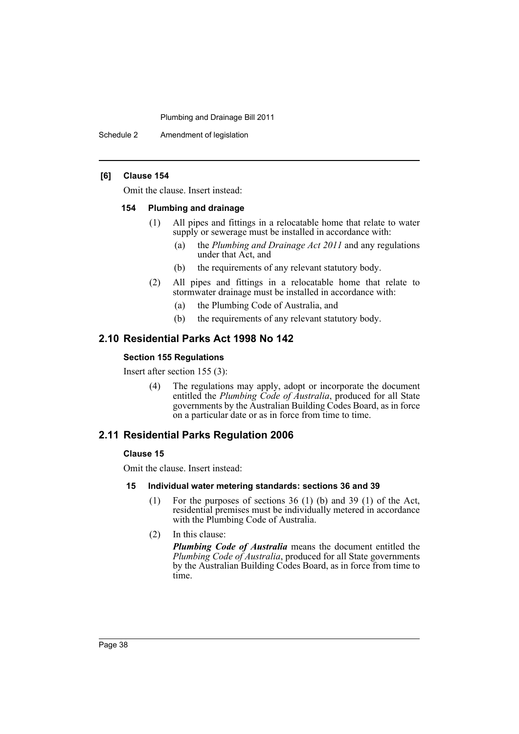**[6] Clause 154**

Omit the clause. Insert instead:

**154 Plumbing and drainage**

(1) All pipes and fittings in a relocatable home that relate to water supply or sewerage must be installed in accordance with:

(a) the *Plumbing and Drainage Act 2011* and any regulations under that Act, and

(b) the requirements of any relevant statutory body.

(2) All pipes and fittings in a relocatable home that relate to stormwater drainage must be installed in accordance with:

(a) the Plumbing Code of Australia, and

(b) the requirements of any relevant statutory body.

## 2.10 Residential Parks Act 1998 No 142

**Section 155 Regulations**

Insert after section 155 (3):

(4) The regulations may apply, adopt or incorporate the document entitled the *Plumbing Code of Australia*, produced for all State governments by the Australian Building Codes Board, as in force on a particular date or as in force from time to time.

## 2.11 Residential Parks Regulation 2006

**Clause 15**

Omit the clause. Insert instead:

**15 Individual water metering standards: sections 36 and 39**

(1) For the purposes of sections 36 (1) (b) and 39 (1) of the Act, residential premises must be individually metered in accordance with the Plumbing Code of Australia.

(2) In this clause:

***Plumbing Code of Australia*** means the document entitled the *Plumbing Code of Australia*, produced for all State governments by the Australian Building Codes Board, as in force from time to time.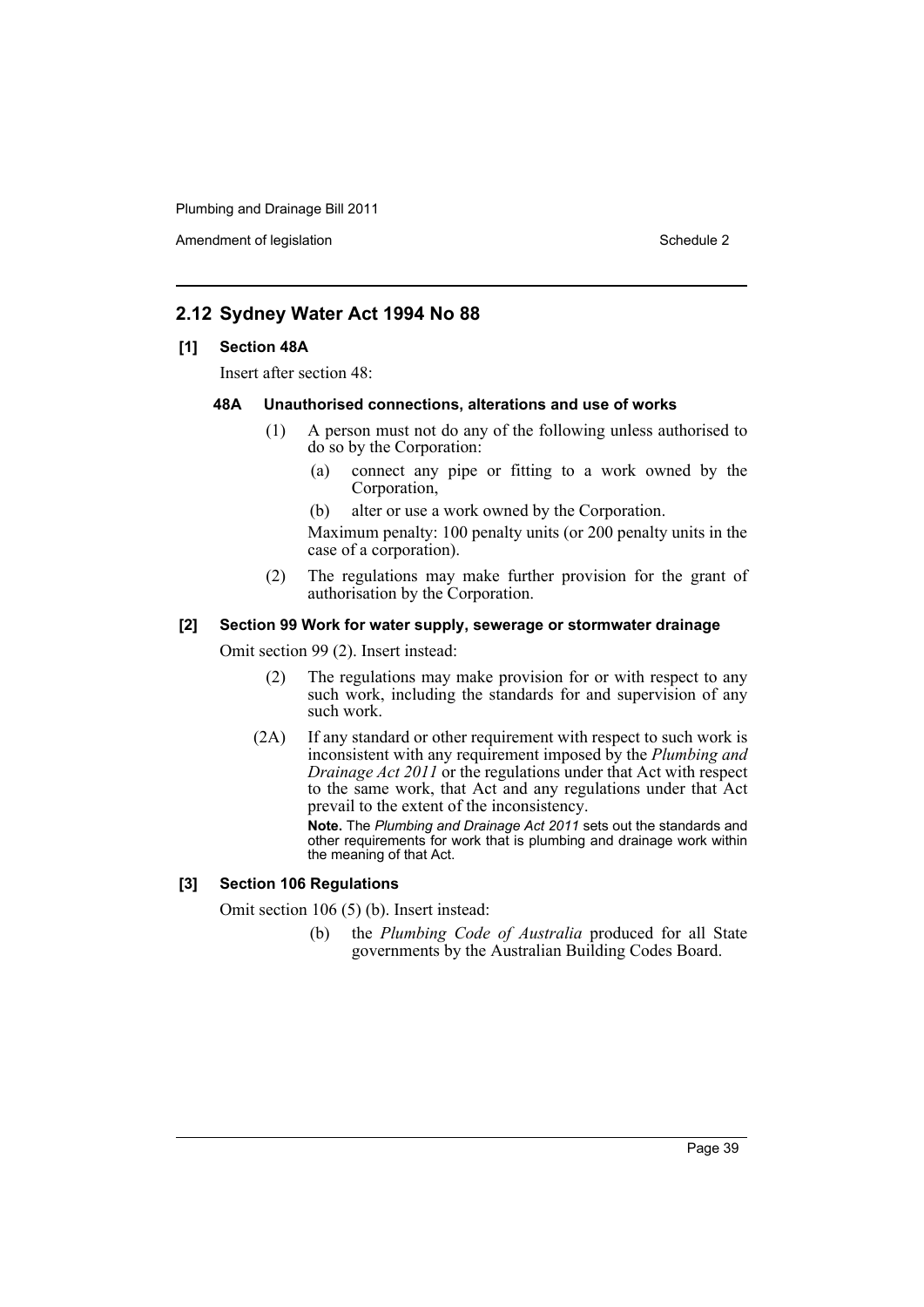## 2.12 Sydney Water Act 1994 No 88

### [1] Section 48A

Insert after section 48:

#### 48A Unauthorised connections, alterations and use of works

(1) A person must not do any of the following unless authorised to do so by the Corporation:

(a) connect any pipe or fitting to a work owned by the Corporation,

(b) alter or use a work owned by the Corporation.

Maximum penalty: 100 penalty units (or 200 penalty units in the case of a corporation).

(2) The regulations may make further provision for the grant of authorisation by the Corporation.

### [2] Section 99 Work for water supply, sewerage or stormwater drainage

Omit section 99 (2). Insert instead:

(2) The regulations may make provision for or with respect to any such work, including the standards for and supervision of any such work.

(2A) If any standard or other requirement with respect to such work is inconsistent with any requirement imposed by the *Plumbing and Drainage Act 2011* or the regulations under that Act with respect to the same work, that Act and any regulations under that Act prevail to the extent of the inconsistency.

**Note.** The *Plumbing and Drainage Act 2011* sets out the standards and other requirements for work that is plumbing and drainage work within the meaning of that Act.

### [3] Section 106 Regulations

Omit section 106 (5) (b). Insert instead:

(b) the *Plumbing Code of Australia* produced for all State governments by the Australian Building Codes Board.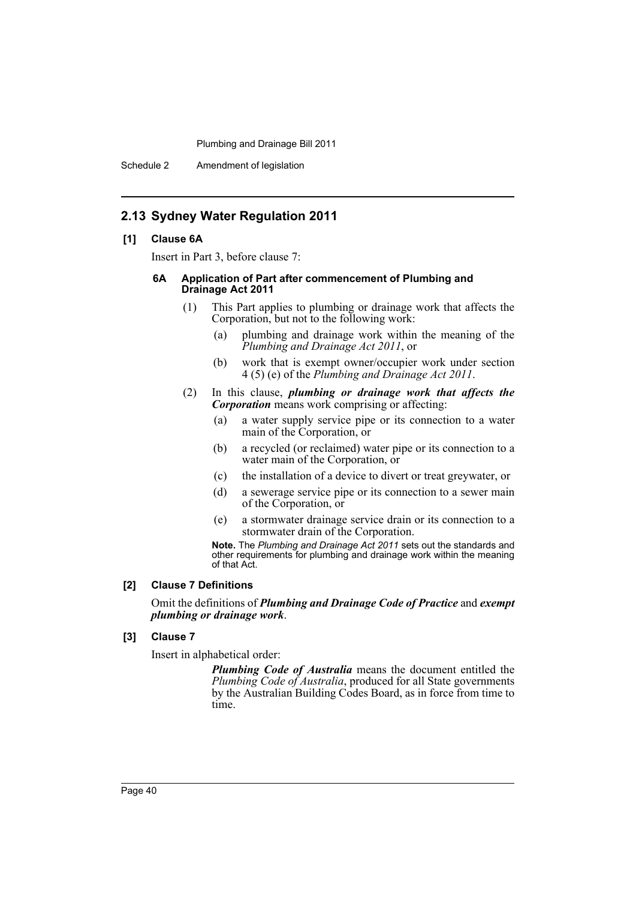## 2.13 Sydney Water Regulation 2011

### [1] Clause 6A

Insert in Part 3, before clause 7:

#### 6A Application of Part after commencement of Plumbing and Drainage Act 2011

(1) This Part applies to plumbing or drainage work that affects the Corporation, but not to the following work:

- (a) plumbing and drainage work within the meaning of the *Plumbing and Drainage Act 2011*, or
- (b) work that is exempt owner/occupier work under section 4 (5) (e) of the *Plumbing and Drainage Act 2011*.

(2) In this clause, ***plumbing or drainage work that affects the Corporation*** means work comprising or affecting:

- (a) a water supply service pipe or its connection to a water main of the Corporation, or
- (b) a recycled (or reclaimed) water pipe or its connection to a water main of the Corporation, or
- (c) the installation of a device to divert or treat greywater, or
- (d) a sewerage service pipe or its connection to a sewer main of the Corporation, or
- (e) a stormwater drainage service drain or its connection to a stormwater drain of the Corporation.

**Note.** The *Plumbing and Drainage Act 2011* sets out the standards and other requirements for plumbing and drainage work within the meaning of that Act.

### [2] Clause 7 Definitions

Omit the definitions of ***Plumbing and Drainage Code of Practice*** and ***exempt plumbing or drainage work***.

### [3] Clause 7

Insert in alphabetical order:

***Plumbing Code of Australia*** means the document entitled the *Plumbing Code of Australia*, produced for all State governments by the Australian Building Codes Board, as in force from time to time.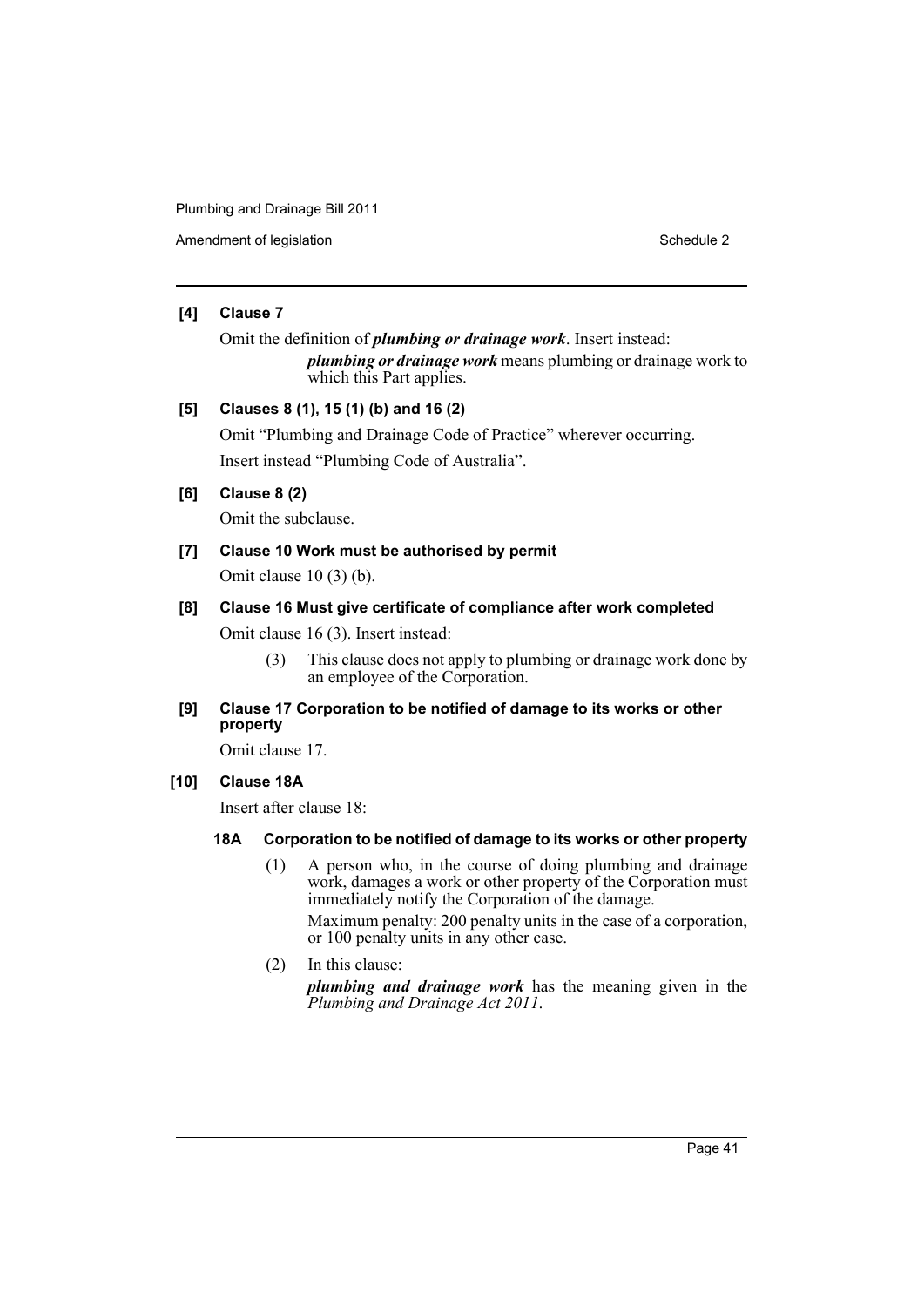**[4] Clause 7**

Omit the definition of ***plumbing or drainage work***. Insert instead:

> ***plumbing or drainage work*** means plumbing or drainage work to which this Part applies.

**[5] Clauses 8 (1), 15 (1) (b) and 16 (2)**

Omit "Plumbing and Drainage Code of Practice" wherever occurring.

Insert instead "Plumbing Code of Australia".

**[6] Clause 8 (2)**

Omit the subclause.

**[7] Clause 10 Work must be authorised by permit**

Omit clause 10 (3) (b).

**[8] Clause 16 Must give certificate of compliance after work completed**

Omit clause 16 (3). Insert instead:

> (3) This clause does not apply to plumbing or drainage work done by an employee of the Corporation.

**[9] Clause 17 Corporation to be notified of damage to its works or other property**

Omit clause 17.

**[10] Clause 18A**

Insert after clause 18:

> **18A Corporation to be notified of damage to its works or other property**
>
> (1) A person who, in the course of doing plumbing and drainage work, damages a work or other property of the Corporation must immediately notify the Corporation of the damage.
>
> Maximum penalty: 200 penalty units in the case of a corporation, or 100 penalty units in any other case.
>
> (2) In this clause:
>
> ***plumbing and drainage work*** has the meaning given in the *Plumbing and Drainage Act 2011*.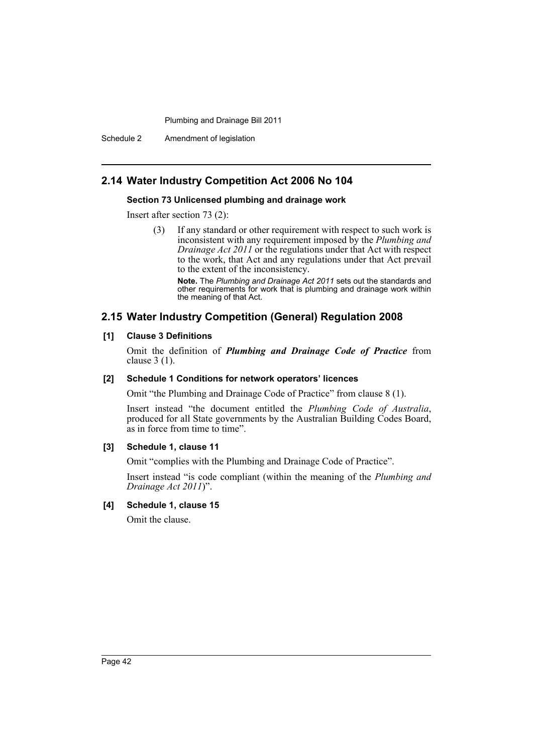## 2.14 Water Industry Competition Act 2006 No 104

### Section 73 Unlicensed plumbing and drainage work

Insert after section 73 (2):

> (3) If any standard or other requirement with respect to such work is inconsistent with any requirement imposed by the *Plumbing and Drainage Act 2011* or the regulations under that Act with respect to the work, that Act and any regulations under that Act prevail to the extent of the inconsistency.
>
> **Note.** The *Plumbing and Drainage Act 2011* sets out the standards and other requirements for work that is plumbing and drainage work within the meaning of that Act.

## 2.15 Water Industry Competition (General) Regulation 2008

### [1] Clause 3 Definitions

Omit the definition of ***Plumbing and Drainage Code of Practice*** from clause 3 (1).

### [2] Schedule 1 Conditions for network operators' licences

Omit "the Plumbing and Drainage Code of Practice" from clause 8 (1).

Insert instead "the document entitled the *Plumbing Code of Australia*, produced for all State governments by the Australian Building Codes Board, as in force from time to time".

### [3] Schedule 1, clause 11

Omit "complies with the Plumbing and Drainage Code of Practice".

Insert instead "is code compliant (within the meaning of the *Plumbing and Drainage Act 2011*)".

### [4] Schedule 1, clause 15

Omit the clause.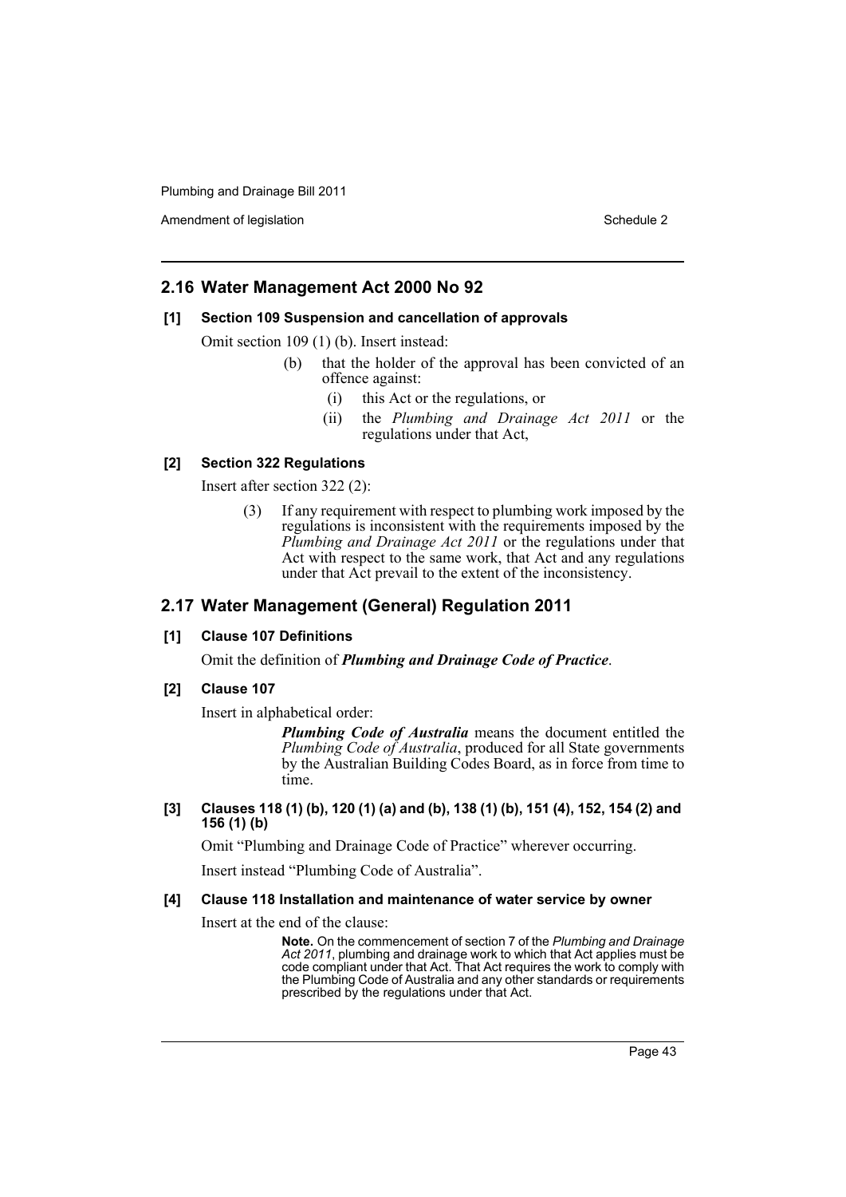## 2.16 Water Management Act 2000 No 92

### [1] Section 109 Suspension and cancellation of approvals

Omit section 109 (1) (b). Insert instead:

> (b) that the holder of the approval has been convicted of an offence against:
>
> (i) this Act or the regulations, or
>
> (ii) the *Plumbing and Drainage Act 2011* or the regulations under that Act,

### [2] Section 322 Regulations

Insert after section 322 (2):

> (3) If any requirement with respect to plumbing work imposed by the regulations is inconsistent with the requirements imposed by the *Plumbing and Drainage Act 2011* or the regulations under that Act with respect to the same work, that Act and any regulations under that Act prevail to the extent of the inconsistency.

## 2.17 Water Management (General) Regulation 2011

### [1] Clause 107 Definitions

Omit the definition of ***Plumbing and Drainage Code of Practice***.

### [2] Clause 107

Insert in alphabetical order:

> ***Plumbing Code of Australia*** means the document entitled the *Plumbing Code of Australia*, produced for all State governments by the Australian Building Codes Board, as in force from time to time.

### [3] Clauses 118 (1) (b), 120 (1) (a) and (b), 138 (1) (b), 151 (4), 152, 154 (2) and 156 (1) (b)

Omit "Plumbing and Drainage Code of Practice" wherever occurring.

Insert instead "Plumbing Code of Australia".

### [4] Clause 118 Installation and maintenance of water service by owner

Insert at the end of the clause:

> **Note.** On the commencement of section 7 of the *Plumbing and Drainage Act 2011*, plumbing and drainage work to which that Act applies must be code compliant under that Act. That Act requires the work to comply with the Plumbing Code of Australia and any other standards or requirements prescribed by the regulations under that Act.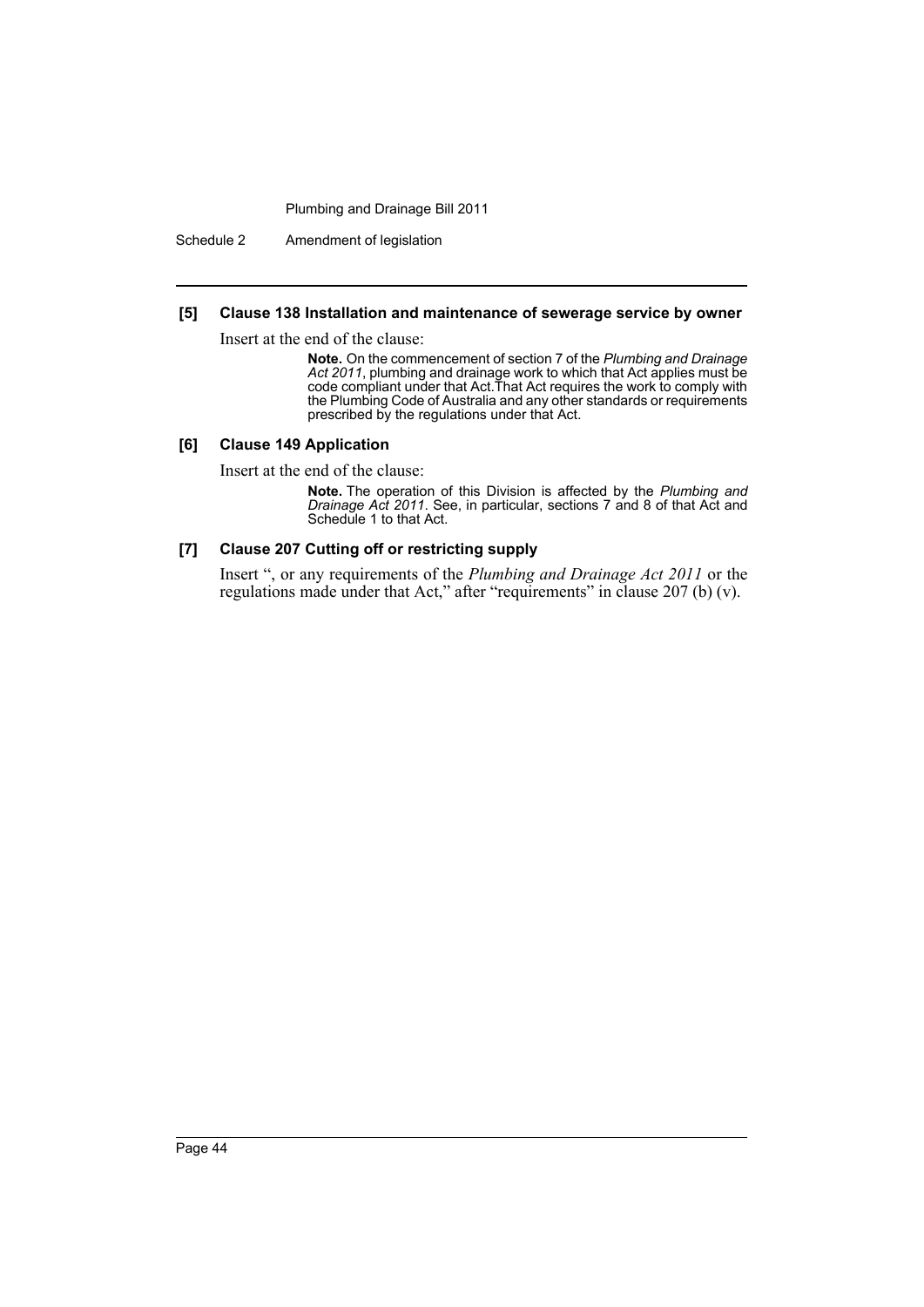### [5] Clause 138 Installation and maintenance of sewerage service by owner

Insert at the end of the clause:

> **Note.** On the commencement of section 7 of the *Plumbing and Drainage Act 2011*, plumbing and drainage work to which that Act applies must be code compliant under that Act.That Act requires the work to comply with the Plumbing Code of Australia and any other standards or requirements prescribed by the regulations under that Act.

### [6] Clause 149 Application

Insert at the end of the clause:

> **Note.** The operation of this Division is affected by the *Plumbing and Drainage Act 2011*. See, in particular, sections 7 and 8 of that Act and Schedule 1 to that Act.

### [7] Clause 207 Cutting off or restricting supply

Insert ", or any requirements of the *Plumbing and Drainage Act 2011* or the regulations made under that Act," after "requirements" in clause 207 (b) (v).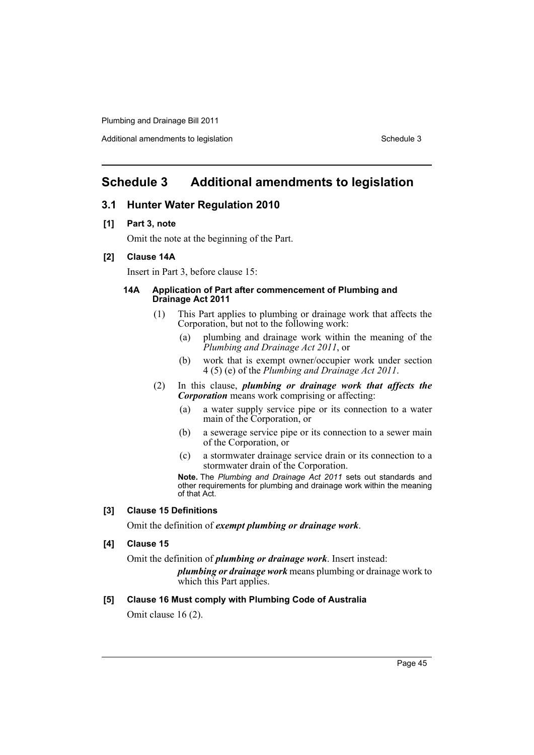# Schedule 3 Additional amendments to legislation

## 3.1 Hunter Water Regulation 2010

### [1] Part 3, note

Omit the note at the beginning of the Part.

### [2] Clause 14A

Insert in Part 3, before clause 15:

#### 14A Application of Part after commencement of Plumbing and Drainage Act 2011

(1) This Part applies to plumbing or drainage work that affects the Corporation, but not to the following work:

- (a) plumbing and drainage work within the meaning of the *Plumbing and Drainage Act 2011*, or
- (b) work that is exempt owner/occupier work under section 4 (5) (e) of the *Plumbing and Drainage Act 2011*.

(2) In this clause, ***plumbing or drainage work that affects the Corporation*** means work comprising or affecting:

- (a) a water supply service pipe or its connection to a water main of the Corporation, or
- (b) a sewerage service pipe or its connection to a sewer main of the Corporation, or
- (c) a stormwater drainage service drain or its connection to a stormwater drain of the Corporation.

**Note.** The *Plumbing and Drainage Act 2011* sets out standards and other requirements for plumbing and drainage work within the meaning of that Act.

### [3] Clause 15 Definitions

Omit the definition of ***exempt plumbing or drainage work***.

### [4] Clause 15

Omit the definition of ***plumbing or drainage work***. Insert instead:

***plumbing or drainage work*** means plumbing or drainage work to which this Part applies.

### [5] Clause 16 Must comply with Plumbing Code of Australia

Omit clause 16 (2).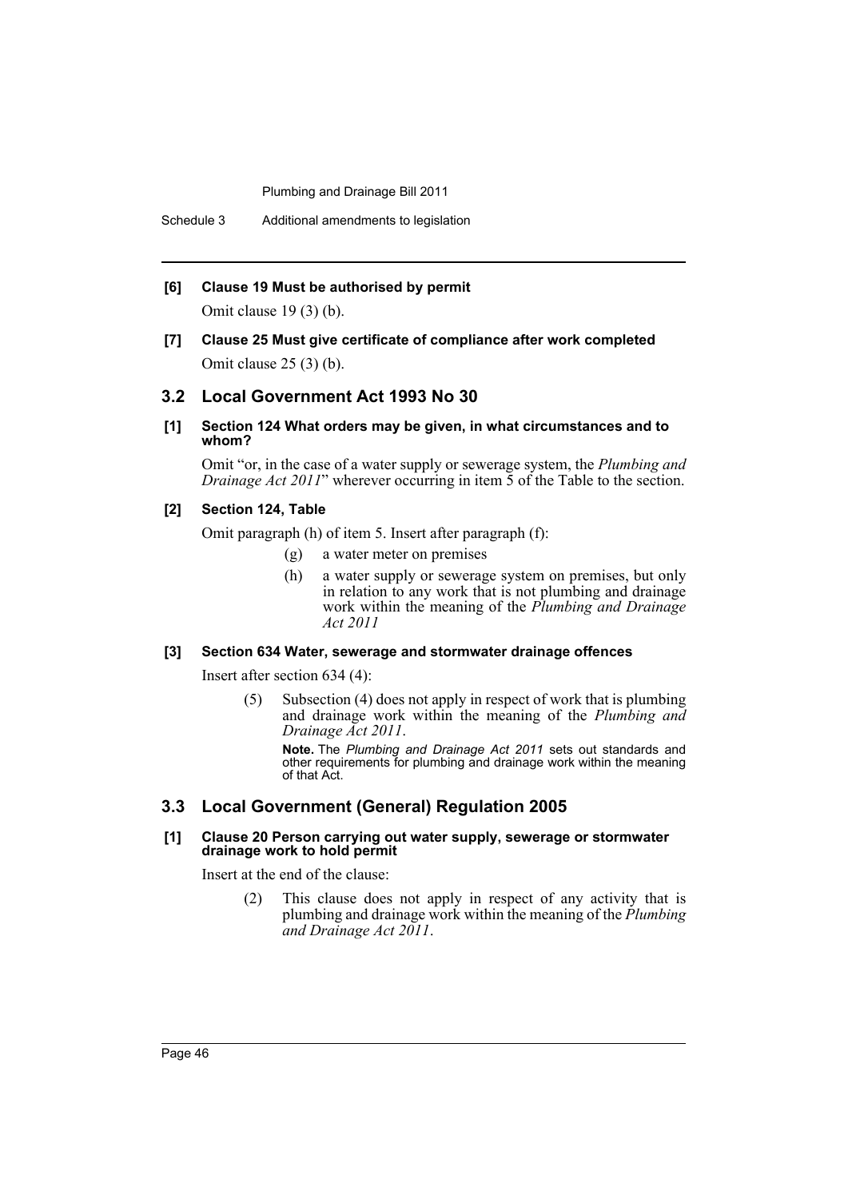**[6] Clause 19 Must be authorised by permit**

Omit clause 19 (3) (b).

**[7] Clause 25 Must give certificate of compliance after work completed**

Omit clause 25 (3) (b).

## 3.2 Local Government Act 1993 No 30

**[1] Section 124 What orders may be given, in what circumstances and to whom?**

Omit "or, in the case of a water supply or sewerage system, the *Plumbing and Drainage Act 2011*" wherever occurring in item 5 of the Table to the section.

**[2] Section 124, Table**

Omit paragraph (h) of item 5. Insert after paragraph (f):

> (g) a water meter on premises
>
> (h) a water supply or sewerage system on premises, but only in relation to any work that is not plumbing and drainage work within the meaning of the *Plumbing and Drainage Act 2011*

**[3] Section 634 Water, sewerage and stormwater drainage offences**

Insert after section 634 (4):

> (5) Subsection (4) does not apply in respect of work that is plumbing and drainage work within the meaning of the *Plumbing and Drainage Act 2011*.
>
> **Note.** The *Plumbing and Drainage Act 2011* sets out standards and other requirements for plumbing and drainage work within the meaning of that Act.

## 3.3 Local Government (General) Regulation 2005

**[1] Clause 20 Person carrying out water supply, sewerage or stormwater drainage work to hold permit**

Insert at the end of the clause:

> (2) This clause does not apply in respect of any activity that is plumbing and drainage work within the meaning of the *Plumbing and Drainage Act 2011*.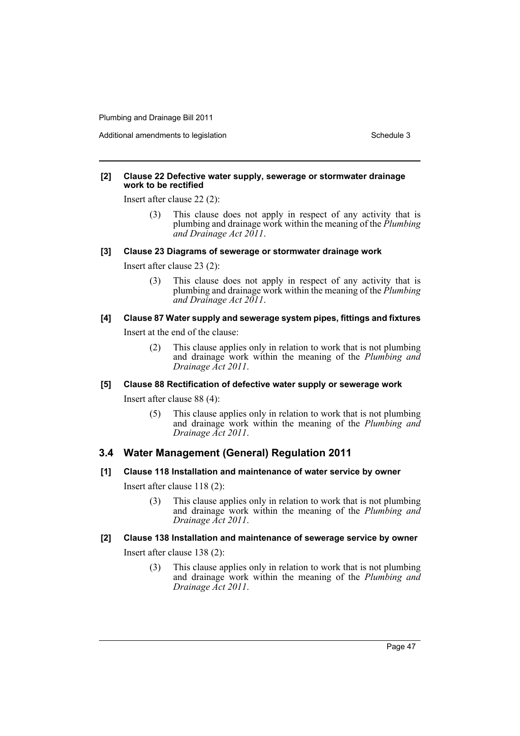**[2] Clause 22 Defective water supply, sewerage or stormwater drainage work to be rectified**

Insert after clause 22 (2):

> (3) This clause does not apply in respect of any activity that is plumbing and drainage work within the meaning of the *Plumbing and Drainage Act 2011*.

**[3] Clause 23 Diagrams of sewerage or stormwater drainage work**

Insert after clause 23 (2):

> (3) This clause does not apply in respect of any activity that is plumbing and drainage work within the meaning of the *Plumbing and Drainage Act 2011*.

**[4] Clause 87 Water supply and sewerage system pipes, fittings and fixtures**

Insert at the end of the clause:

> (2) This clause applies only in relation to work that is not plumbing and drainage work within the meaning of the *Plumbing and Drainage Act 2011*.

**[5] Clause 88 Rectification of defective water supply or sewerage work**

Insert after clause 88 (4):

> (5) This clause applies only in relation to work that is not plumbing and drainage work within the meaning of the *Plumbing and Drainage Act 2011*.

## 3.4 Water Management (General) Regulation 2011

**[1] Clause 118 Installation and maintenance of water service by owner**

Insert after clause 118 (2):

> (3) This clause applies only in relation to work that is not plumbing and drainage work within the meaning of the *Plumbing and Drainage Act 2011*.

**[2] Clause 138 Installation and maintenance of sewerage service by owner**

Insert after clause 138 (2):

> (3) This clause applies only in relation to work that is not plumbing and drainage work within the meaning of the *Plumbing and Drainage Act 2011*.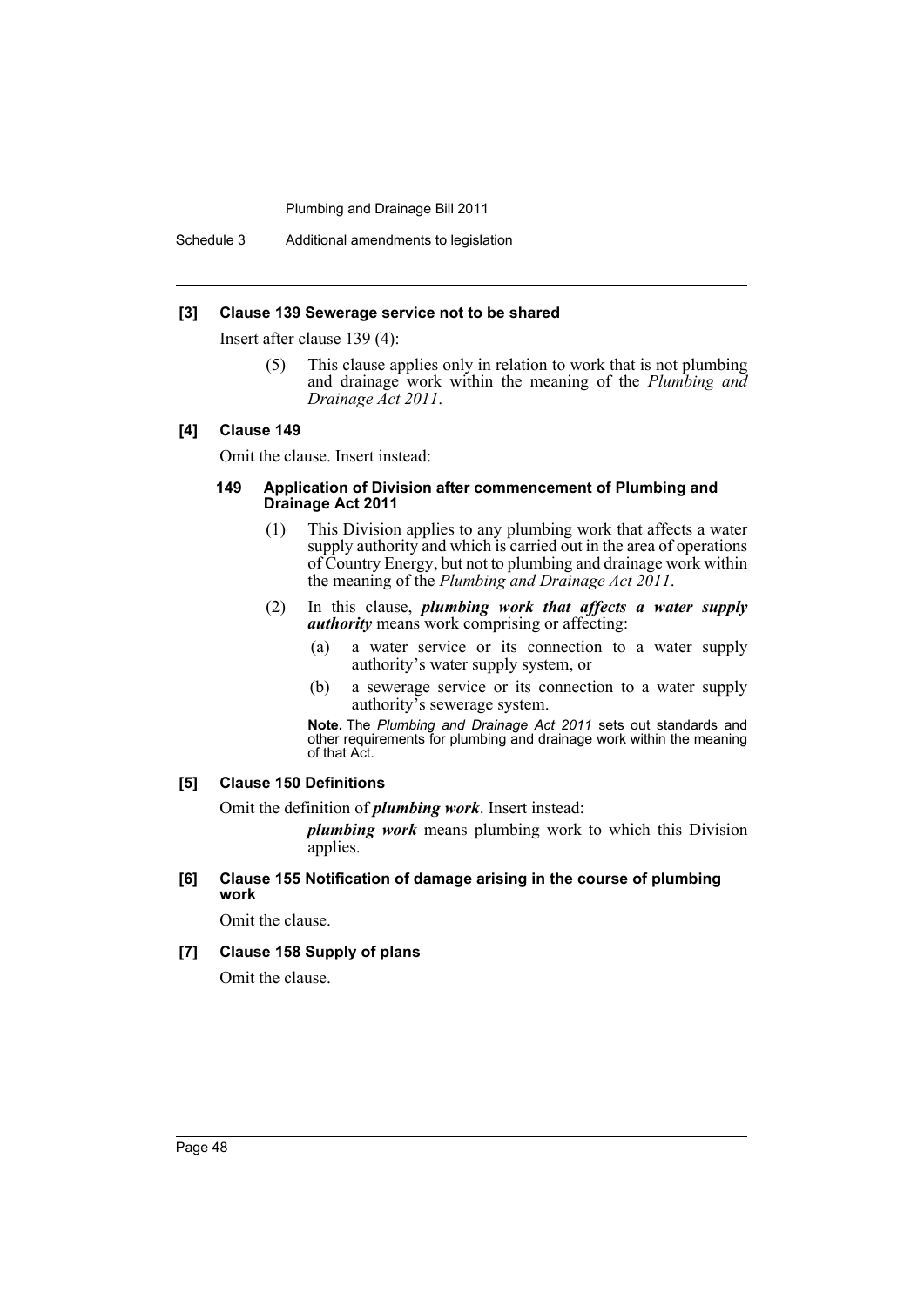### [3] Clause 139 Sewerage service not to be shared

Insert after clause 139 (4):

(5) This clause applies only in relation to work that is not plumbing and drainage work within the meaning of the *Plumbing and Drainage Act 2011*.

### [4] Clause 149

Omit the clause. Insert instead:

#### 149 Application of Division after commencement of Plumbing and Drainage Act 2011

(1) This Division applies to any plumbing work that affects a water supply authority and which is carried out in the area of operations of Country Energy, but not to plumbing and drainage work within the meaning of the *Plumbing and Drainage Act 2011*.

(2) In this clause, ***plumbing work that affects a water supply authority*** means work comprising or affecting:

- (a) a water service or its connection to a water supply authority's water supply system, or
- (b) a sewerage service or its connection to a water supply authority's sewerage system.

**Note.** The *Plumbing and Drainage Act 2011* sets out standards and other requirements for plumbing and drainage work within the meaning of that Act.

### [5] Clause 150 Definitions

Omit the definition of ***plumbing work***. Insert instead:

***plumbing work*** means plumbing work to which this Division applies.

### [6] Clause 155 Notification of damage arising in the course of plumbing work

Omit the clause.

### [7] Clause 158 Supply of plans

Omit the clause.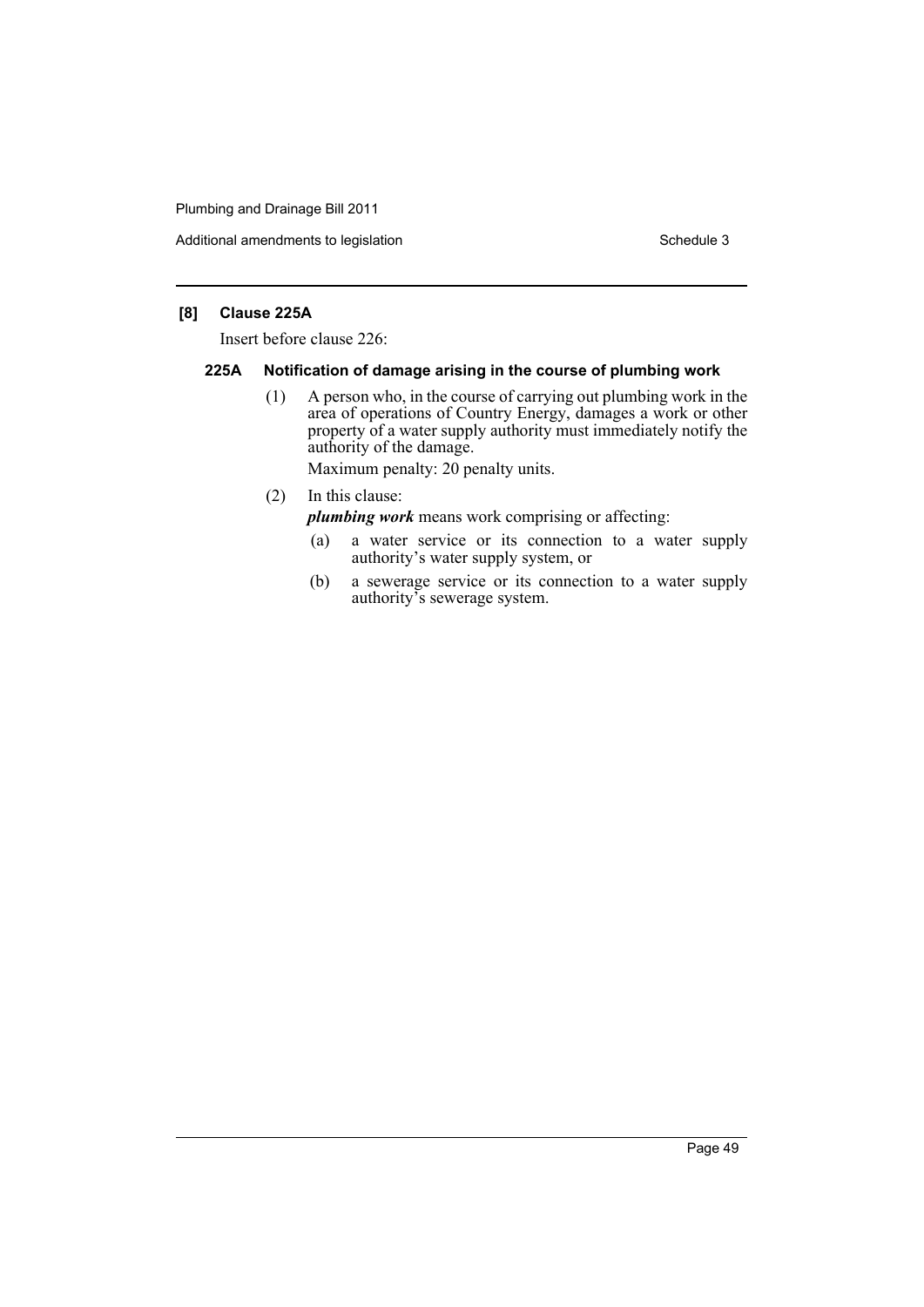**[8] Clause 225A**

Insert before clause 226:

### 225A Notification of damage arising in the course of plumbing work

(1) A person who, in the course of carrying out plumbing work in the area of operations of Country Energy, damages a work or other property of a water supply authority must immediately notify the authority of the damage.

Maximum penalty: 20 penalty units.

(2) In this clause:

***plumbing work*** means work comprising or affecting:

(a) a water service or its connection to a water supply authority's water supply system, or

(b) a sewerage service or its connection to a water supply authority's sewerage system.